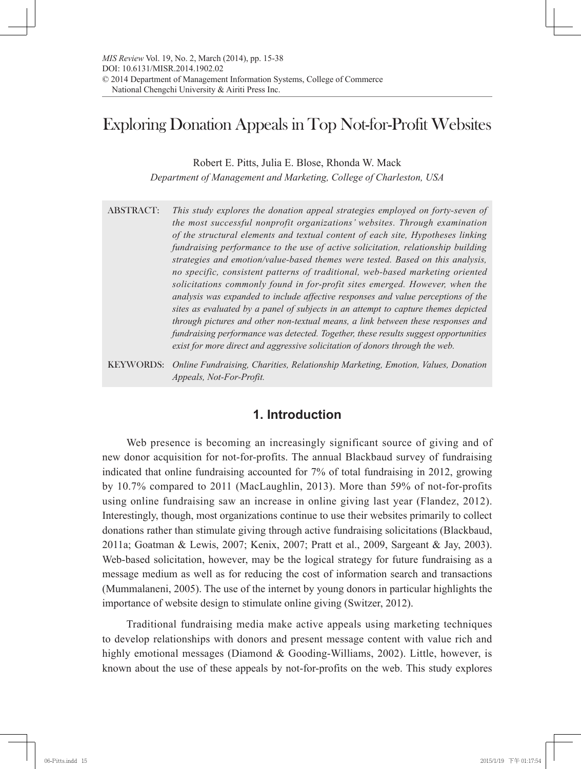*MIS Review* Vol. 19, No. 2, March (2014), pp. 15-38
DOI: 10.6131/MISR.2014.1902.02
© 2014 Department of Management Information Systems, College of Commerce
National Chengchi University & Airiti Press Inc.

# Exploring Donation Appeals in Top Not-for-Profit Websites

Robert E. Pitts, Julia E. Blose, Rhonda W. Mack

*Department of Management and Marketing, College of Charleston, USA*

**ABSTRACT:** *This study explores the donation appeal strategies employed on forty-seven of the most successful nonprofit organizations' websites. Through examination of the structural elements and textual content of each site, Hypotheses linking fundraising performance to the use of active solicitation, relationship building strategies and emotion/value-based themes were tested. Based on this analysis, no specific, consistent patterns of traditional, web-based marketing oriented solicitations commonly found in for-profit sites emerged. However, when the analysis was expanded to include affective responses and value perceptions of the sites as evaluated by a panel of subjects in an attempt to capture themes depicted through pictures and other non-textual means, a link between these responses and fundraising performance was detected. Together, these results suggest opportunities exist for more direct and aggressive solicitation of donors through the web.*

**KEYWORDS:** *Online Fundraising, Charities, Relationship Marketing, Emotion, Values, Donation Appeals, Not-For-Profit.*

## 1. Introduction

Web presence is becoming an increasingly significant source of giving and of new donor acquisition for not-for-profits. The annual Blackbaud survey of fundraising indicated that online fundraising accounted for 7% of total fundraising in 2012, growing by 10.7% compared to 2011 (MacLaughlin, 2013). More than 59% of not-for-profits using online fundraising saw an increase in online giving last year (Flandez, 2012). Interestingly, though, most organizations continue to use their websites primarily to collect donations rather than stimulate giving through active fundraising solicitations (Blackbaud, 2011a; Goatman & Lewis, 2007; Kenix, 2007; Pratt et al., 2009, Sargeant & Jay, 2003). Web-based solicitation, however, may be the logical strategy for future fundraising as a message medium as well as for reducing the cost of information search and transactions (Mummalaneni, 2005). The use of the internet by young donors in particular highlights the importance of website design to stimulate online giving (Switzer, 2012).

Traditional fundraising media make active appeals using marketing techniques to develop relationships with donors and present message content with value rich and highly emotional messages (Diamond & Gooding-Williams, 2002). Little, however, is known about the use of these appeals by not-for-profits on the web. This study explores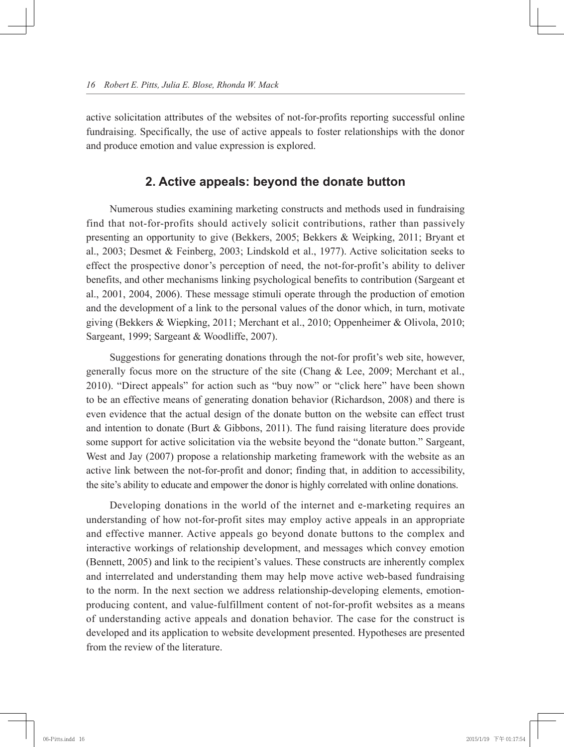active solicitation attributes of the websites of not-for-profits reporting successful online fundraising. Specifically, the use of active appeals to foster relationships with the donor and produce emotion and value expression is explored.

## 2. Active appeals: beyond the donate button

Numerous studies examining marketing constructs and methods used in fundraising find that not-for-profits should actively solicit contributions, rather than passively presenting an opportunity to give (Bekkers, 2005; Bekkers & Weipking, 2011; Bryant et al., 2003; Desmet & Feinberg, 2003; Lindskold et al., 1977). Active solicitation seeks to effect the prospective donor's perception of need, the not-for-profit's ability to deliver benefits, and other mechanisms linking psychological benefits to contribution (Sargeant et al., 2001, 2004, 2006). These message stimuli operate through the production of emotion and the development of a link to the personal values of the donor which, in turn, motivate giving (Bekkers & Wiepking, 2011; Merchant et al., 2010; Oppenheimer & Olivola, 2010; Sargeant, 1999; Sargeant & Woodliffe, 2007).

Suggestions for generating donations through the not-for profit's web site, however, generally focus more on the structure of the site (Chang & Lee, 2009; Merchant et al., 2010). "Direct appeals" for action such as "buy now" or "click here" have been shown to be an effective means of generating donation behavior (Richardson, 2008) and there is even evidence that the actual design of the donate button on the website can effect trust and intention to donate (Burt & Gibbons, 2011). The fund raising literature does provide some support for active solicitation via the website beyond the "donate button." Sargeant, West and Jay (2007) propose a relationship marketing framework with the website as an active link between the not-for-profit and donor; finding that, in addition to accessibility, the site's ability to educate and empower the donor is highly correlated with online donations.

Developing donations in the world of the internet and e-marketing requires an understanding of how not-for-profit sites may employ active appeals in an appropriate and effective manner. Active appeals go beyond donate buttons to the complex and interactive workings of relationship development, and messages which convey emotion (Bennett, 2005) and link to the recipient's values. These constructs are inherently complex and interrelated and understanding them may help move active web-based fundraising to the norm. In the next section we address relationship-developing elements, emotion-producing content, and value-fulfillment content of not-for-profit websites as a means of understanding active appeals and donation behavior. The case for the construct is developed and its application to website development presented. Hypotheses are presented from the review of the literature.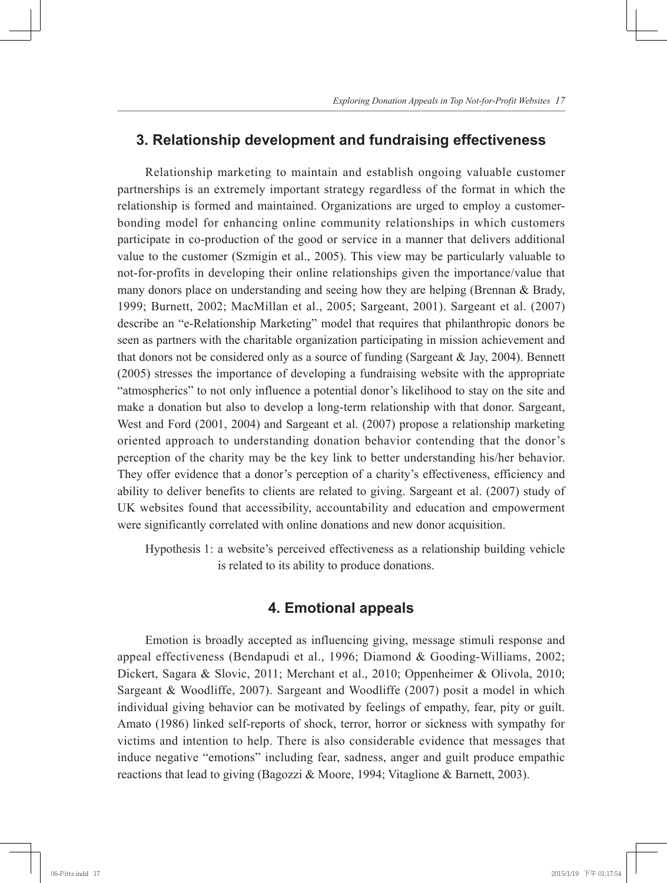## 3. Relationship development and fundraising effectiveness

Relationship marketing to maintain and establish ongoing valuable customer partnerships is an extremely important strategy regardless of the format in which the relationship is formed and maintained. Organizations are urged to employ a customer-bonding model for enhancing online community relationships in which customers participate in co-production of the good or service in a manner that delivers additional value to the customer (Szmigin et al., 2005). This view may be particularly valuable to not-for-profits in developing their online relationships given the importance/value that many donors place on understanding and seeing how they are helping (Brennan & Brady, 1999; Burnett, 2002; MacMillan et al., 2005; Sargeant, 2001). Sargeant et al. (2007) describe an "e-Relationship Marketing" model that requires that philanthropic donors be seen as partners with the charitable organization participating in mission achievement and that donors not be considered only as a source of funding (Sargeant & Jay, 2004). Bennett (2005) stresses the importance of developing a fundraising website with the appropriate "atmospherics" to not only influence a potential donor's likelihood to stay on the site and make a donation but also to develop a long-term relationship with that donor. Sargeant, West and Ford (2001, 2004) and Sargeant et al. (2007) propose a relationship marketing oriented approach to understanding donation behavior contending that the donor's perception of the charity may be the key link to better understanding his/her behavior. They offer evidence that a donor's perception of a charity's effectiveness, efficiency and ability to deliver benefits to clients are related to giving. Sargeant et al. (2007) study of UK websites found that accessibility, accountability and education and empowerment were significantly correlated with online donations and new donor acquisition.

Hypothesis 1: a website's perceived effectiveness as a relationship building vehicle is related to its ability to produce donations.

## 4. Emotional appeals

Emotion is broadly accepted as influencing giving, message stimuli response and appeal effectiveness (Bendapudi et al., 1996; Diamond & Gooding-Williams, 2002; Dickert, Sagara & Slovic, 2011; Merchant et al., 2010; Oppenheimer & Olivola, 2010; Sargeant & Woodliffe, 2007). Sargeant and Woodliffe (2007) posit a model in which individual giving behavior can be motivated by feelings of empathy, fear, pity or guilt. Amato (1986) linked self-reports of shock, terror, horror or sickness with sympathy for victims and intention to help. There is also considerable evidence that messages that induce negative "emotions" including fear, sadness, anger and guilt produce empathic reactions that lead to giving (Bagozzi & Moore, 1994; Vitaglione & Barnett, 2003).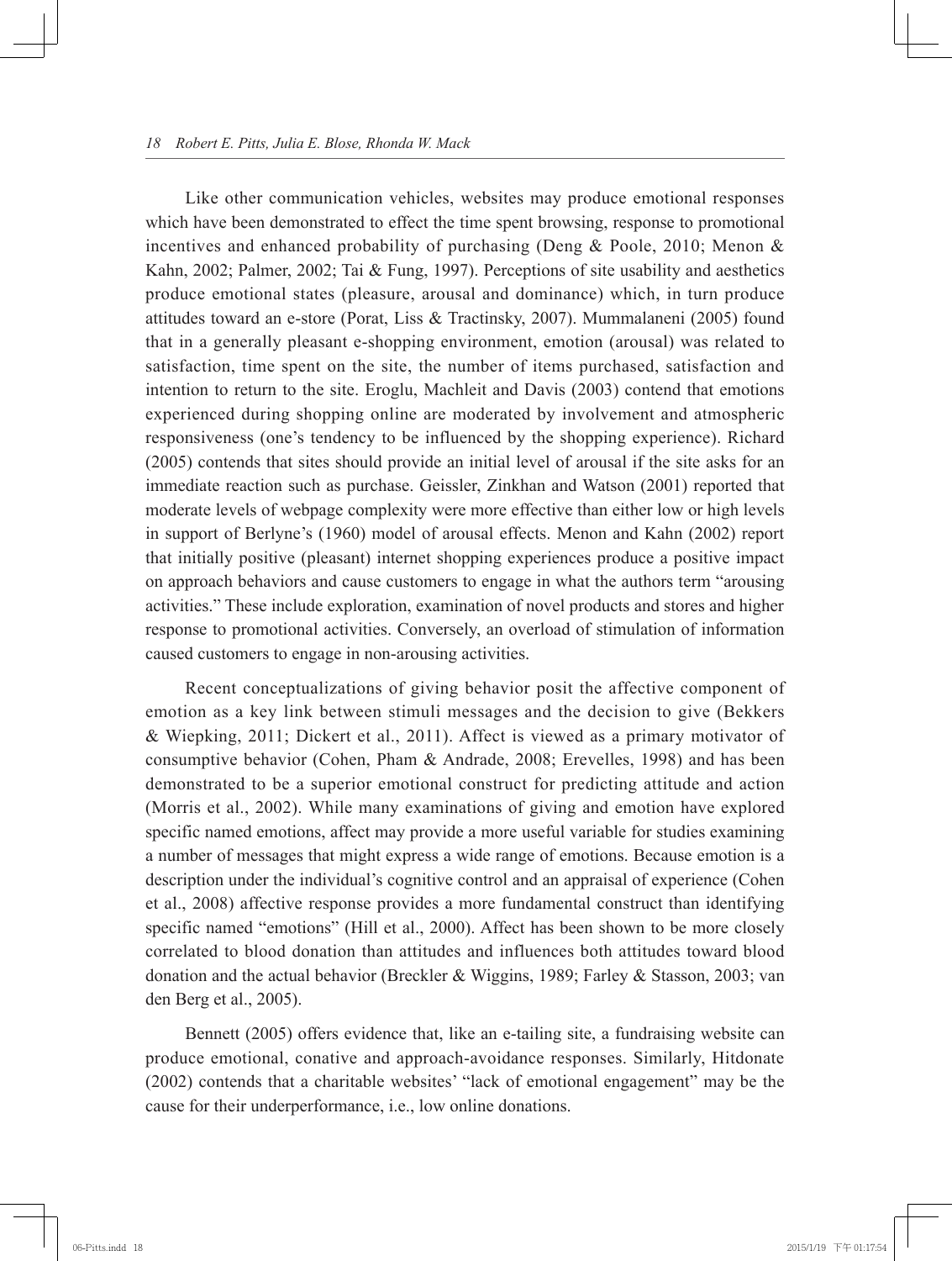Like other communication vehicles, websites may produce emotional responses which have been demonstrated to effect the time spent browsing, response to promotional incentives and enhanced probability of purchasing (Deng & Poole, 2010; Menon & Kahn, 2002; Palmer, 2002; Tai & Fung, 1997). Perceptions of site usability and aesthetics produce emotional states (pleasure, arousal and dominance) which, in turn produce attitudes toward an e-store (Porat, Liss & Tractinsky, 2007). Mummalaneni (2005) found that in a generally pleasant e-shopping environment, emotion (arousal) was related to satisfaction, time spent on the site, the number of items purchased, satisfaction and intention to return to the site. Eroglu, Machleit and Davis (2003) contend that emotions experienced during shopping online are moderated by involvement and atmospheric responsiveness (one's tendency to be influenced by the shopping experience). Richard (2005) contends that sites should provide an initial level of arousal if the site asks for an immediate reaction such as purchase. Geissler, Zinkhan and Watson (2001) reported that moderate levels of webpage complexity were more effective than either low or high levels in support of Berlyne's (1960) model of arousal effects. Menon and Kahn (2002) report that initially positive (pleasant) internet shopping experiences produce a positive impact on approach behaviors and cause customers to engage in what the authors term "arousing activities." These include exploration, examination of novel products and stores and higher response to promotional activities. Conversely, an overload of stimulation of information caused customers to engage in non-arousing activities.

Recent conceptualizations of giving behavior posit the affective component of emotion as a key link between stimuli messages and the decision to give (Bekkers & Wiepking, 2011; Dickert et al., 2011). Affect is viewed as a primary motivator of consumptive behavior (Cohen, Pham & Andrade, 2008; Erevelles, 1998) and has been demonstrated to be a superior emotional construct for predicting attitude and action (Morris et al., 2002). While many examinations of giving and emotion have explored specific named emotions, affect may provide a more useful variable for studies examining a number of messages that might express a wide range of emotions. Because emotion is a description under the individual's cognitive control and an appraisal of experience (Cohen et al., 2008) affective response provides a more fundamental construct than identifying specific named "emotions" (Hill et al., 2000). Affect has been shown to be more closely correlated to blood donation than attitudes and influences both attitudes toward blood donation and the actual behavior (Breckler & Wiggins, 1989; Farley & Stasson, 2003; van den Berg et al., 2005).

Bennett (2005) offers evidence that, like an e-tailing site, a fundraising website can produce emotional, conative and approach-avoidance responses. Similarly, Hitdonate (2002) contends that a charitable websites' "lack of emotional engagement" may be the cause for their underperformance, i.e., low online donations.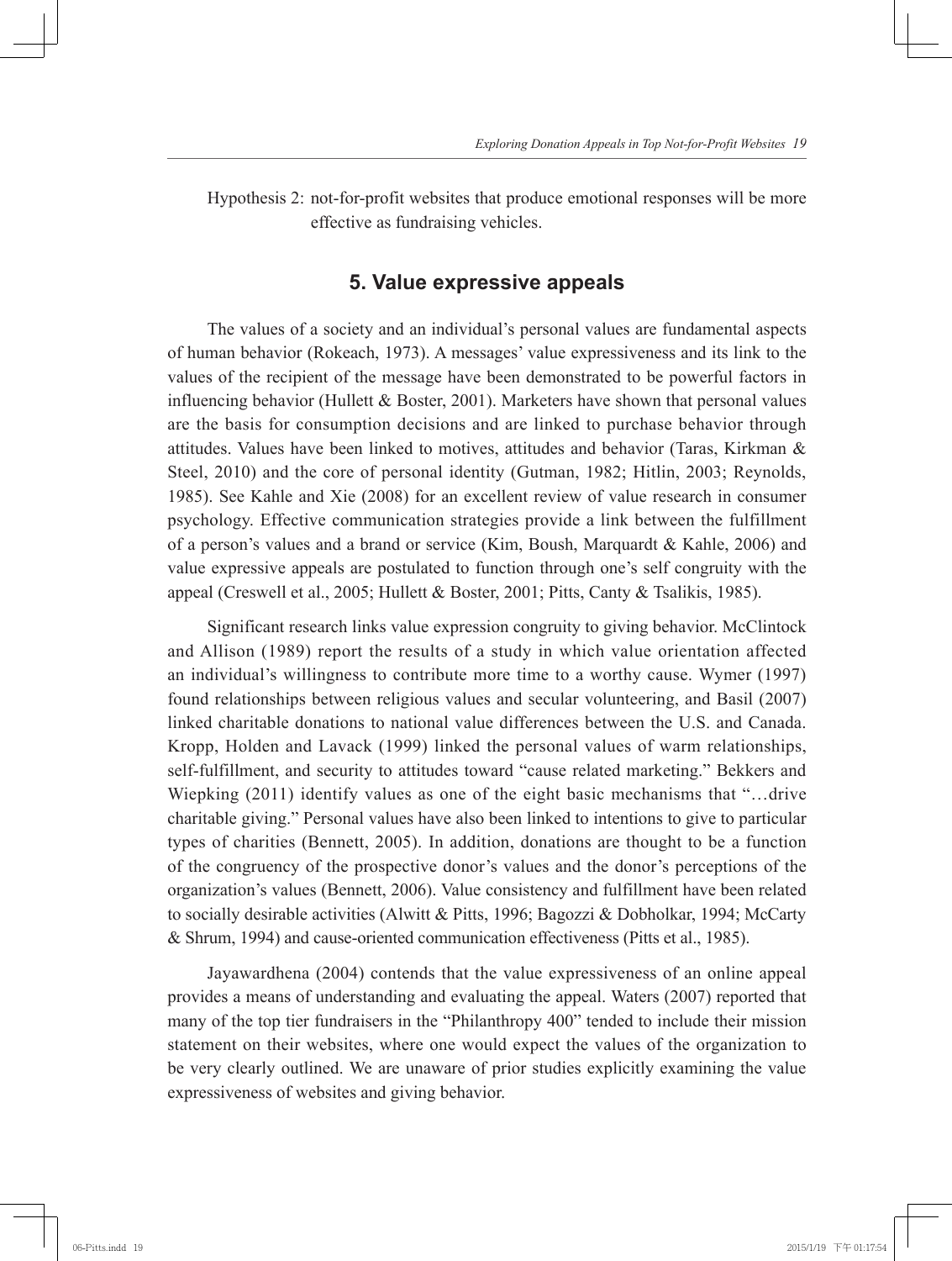Hypothesis 2: not-for-profit websites that produce emotional responses will be more effective as fundraising vehicles.

## 5. Value expressive appeals

The values of a society and an individual's personal values are fundamental aspects of human behavior (Rokeach, 1973). A messages' value expressiveness and its link to the values of the recipient of the message have been demonstrated to be powerful factors in influencing behavior (Hullett & Boster, 2001). Marketers have shown that personal values are the basis for consumption decisions and are linked to purchase behavior through attitudes. Values have been linked to motives, attitudes and behavior (Taras, Kirkman & Steel, 2010) and the core of personal identity (Gutman, 1982; Hitlin, 2003; Reynolds, 1985). See Kahle and Xie (2008) for an excellent review of value research in consumer psychology. Effective communication strategies provide a link between the fulfillment of a person's values and a brand or service (Kim, Boush, Marquardt & Kahle, 2006) and value expressive appeals are postulated to function through one's self congruity with the appeal (Creswell et al., 2005; Hullett & Boster, 2001; Pitts, Canty & Tsalikis, 1985).

Significant research links value expression congruity to giving behavior. McClintock and Allison (1989) report the results of a study in which value orientation affected an individual's willingness to contribute more time to a worthy cause. Wymer (1997) found relationships between religious values and secular volunteering, and Basil (2007) linked charitable donations to national value differences between the U.S. and Canada. Kropp, Holden and Lavack (1999) linked the personal values of warm relationships, self-fulfillment, and security to attitudes toward "cause related marketing." Bekkers and Wiepking (2011) identify values as one of the eight basic mechanisms that "…drive charitable giving." Personal values have also been linked to intentions to give to particular types of charities (Bennett, 2005). In addition, donations are thought to be a function of the congruency of the prospective donor's values and the donor's perceptions of the organization's values (Bennett, 2006). Value consistency and fulfillment have been related to socially desirable activities (Alwitt & Pitts, 1996; Bagozzi & Dobholkar, 1994; McCarty & Shrum, 1994) and cause-oriented communication effectiveness (Pitts et al., 1985).

Jayawardhena (2004) contends that the value expressiveness of an online appeal provides a means of understanding and evaluating the appeal. Waters (2007) reported that many of the top tier fundraisers in the "Philanthropy 400" tended to include their mission statement on their websites, where one would expect the values of the organization to be very clearly outlined. We are unaware of prior studies explicitly examining the value expressiveness of websites and giving behavior.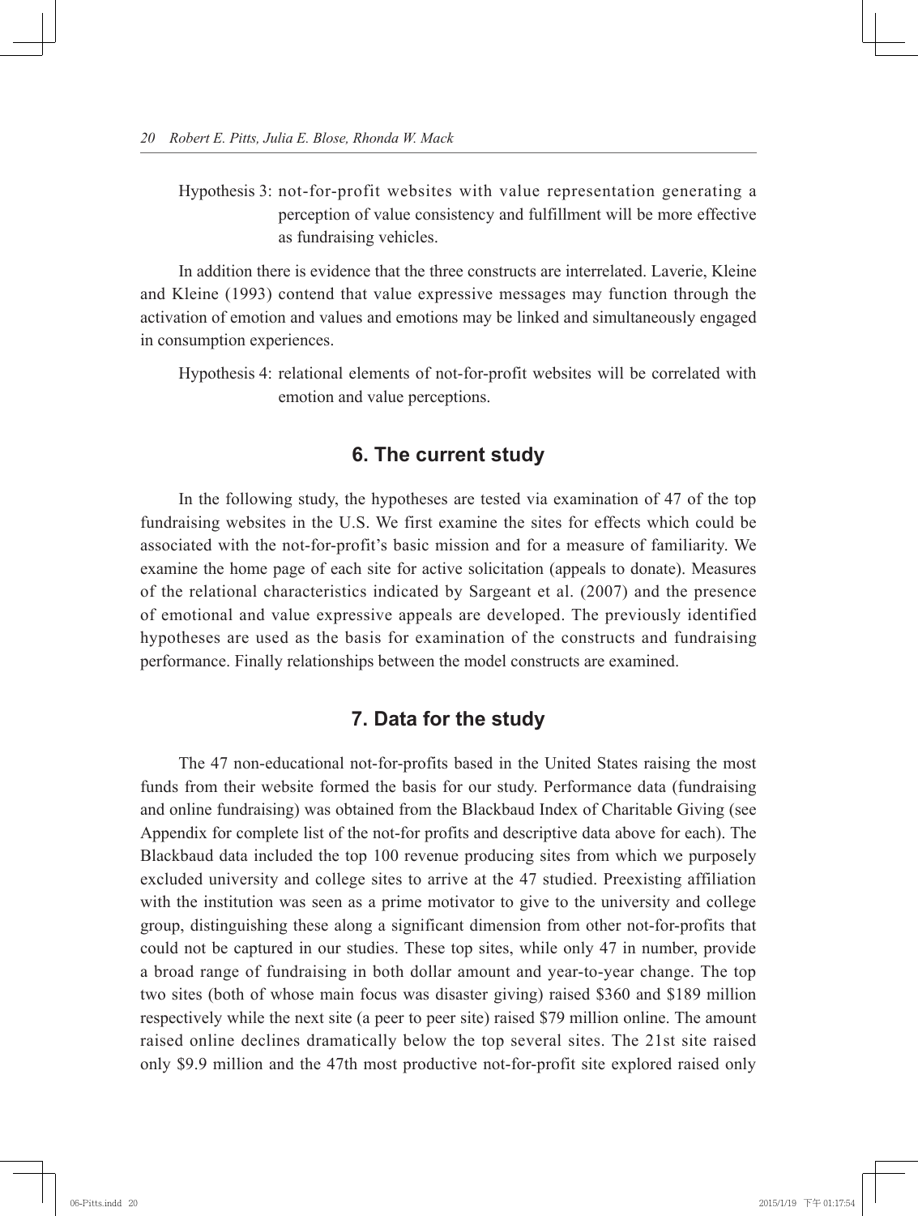Hypothesis 3: not-for-profit websites with value representation generating a perception of value consistency and fulfillment will be more effective as fundraising vehicles.

In addition there is evidence that the three constructs are interrelated. Laverie, Kleine and Kleine (1993) contend that value expressive messages may function through the activation of emotion and values and emotions may be linked and simultaneously engaged in consumption experiences.

Hypothesis 4: relational elements of not-for-profit websites will be correlated with emotion and value perceptions.

## 6. The current study

In the following study, the hypotheses are tested via examination of 47 of the top fundraising websites in the U.S. We first examine the sites for effects which could be associated with the not-for-profit's basic mission and for a measure of familiarity. We examine the home page of each site for active solicitation (appeals to donate). Measures of the relational characteristics indicated by Sargeant et al. (2007) and the presence of emotional and value expressive appeals are developed. The previously identified hypotheses are used as the basis for examination of the constructs and fundraising performance. Finally relationships between the model constructs are examined.

## 7. Data for the study

The 47 non-educational not-for-profits based in the United States raising the most funds from their website formed the basis for our study. Performance data (fundraising and online fundraising) was obtained from the Blackbaud Index of Charitable Giving (see Appendix for complete list of the not-for profits and descriptive data above for each). The Blackbaud data included the top 100 revenue producing sites from which we purposely excluded university and college sites to arrive at the 47 studied. Preexisting affiliation with the institution was seen as a prime motivator to give to the university and college group, distinguishing these along a significant dimension from other not-for-profits that could not be captured in our studies. These top sites, while only 47 in number, provide a broad range of fundraising in both dollar amount and year-to-year change. The top two sites (both of whose main focus was disaster giving) raised \$360 and \$189 million respectively while the next site (a peer to peer site) raised \$79 million online. The amount raised online declines dramatically below the top several sites. The 21st site raised only \$9.9 million and the 47th most productive not-for-profit site explored raised only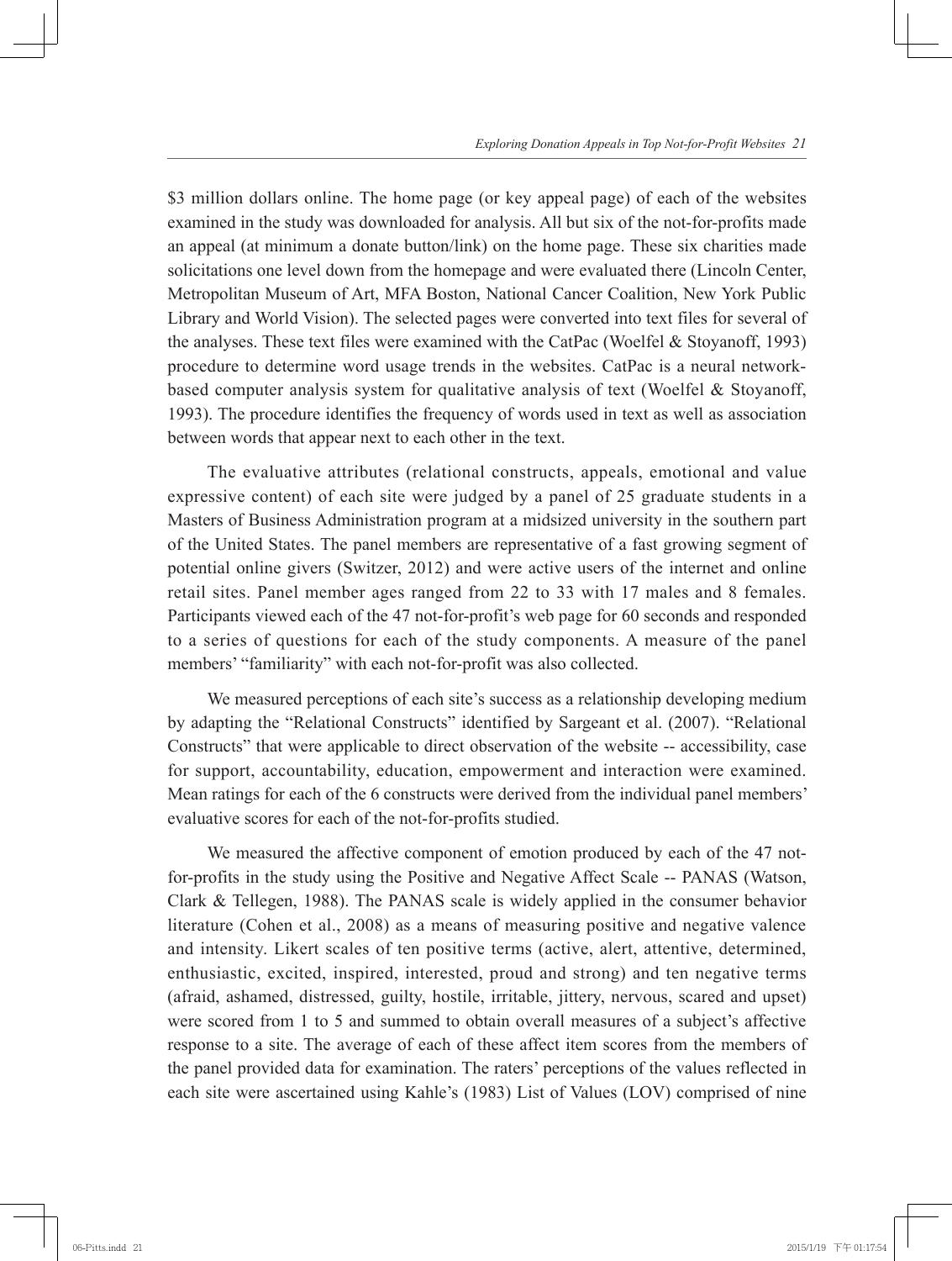$3 million dollars online. The home page (or key appeal page) of each of the websites examined in the study was downloaded for analysis. All but six of the not-for-profits made an appeal (at minimum a donate button/link) on the home page. These six charities made solicitations one level down from the homepage and were evaluated there (Lincoln Center, Metropolitan Museum of Art, MFA Boston, National Cancer Coalition, New York Public Library and World Vision). The selected pages were converted into text files for several of the analyses. These text files were examined with the CatPac (Woelfel & Stoyanoff, 1993) procedure to determine word usage trends in the websites. CatPac is a neural network-based computer analysis system for qualitative analysis of text (Woelfel & Stoyanoff, 1993). The procedure identifies the frequency of words used in text as well as association between words that appear next to each other in the text.

The evaluative attributes (relational constructs, appeals, emotional and value expressive content) of each site were judged by a panel of 25 graduate students in a Masters of Business Administration program at a midsized university in the southern part of the United States. The panel members are representative of a fast growing segment of potential online givers (Switzer, 2012) and were active users of the internet and online retail sites. Panel member ages ranged from 22 to 33 with 17 males and 8 females. Participants viewed each of the 47 not-for-profit's web page for 60 seconds and responded to a series of questions for each of the study components. A measure of the panel members' "familiarity" with each not-for-profit was also collected.

We measured perceptions of each site's success as a relationship developing medium by adapting the "Relational Constructs" identified by Sargeant et al. (2007). "Relational Constructs" that were applicable to direct observation of the website -- accessibility, case for support, accountability, education, empowerment and interaction were examined. Mean ratings for each of the 6 constructs were derived from the individual panel members' evaluative scores for each of the not-for-profits studied.

We measured the affective component of emotion produced by each of the 47 not-for-profits in the study using the Positive and Negative Affect Scale -- PANAS (Watson, Clark & Tellegen, 1988). The PANAS scale is widely applied in the consumer behavior literature (Cohen et al., 2008) as a means of measuring positive and negative valence and intensity. Likert scales of ten positive terms (active, alert, attentive, determined, enthusiastic, excited, inspired, interested, proud and strong) and ten negative terms (afraid, ashamed, distressed, guilty, hostile, irritable, jittery, nervous, scared and upset) were scored from 1 to 5 and summed to obtain overall measures of a subject's affective response to a site. The average of each of these affect item scores from the members of the panel provided data for examination. The raters' perceptions of the values reflected in each site were ascertained using Kahle's (1983) List of Values (LOV) comprised of nine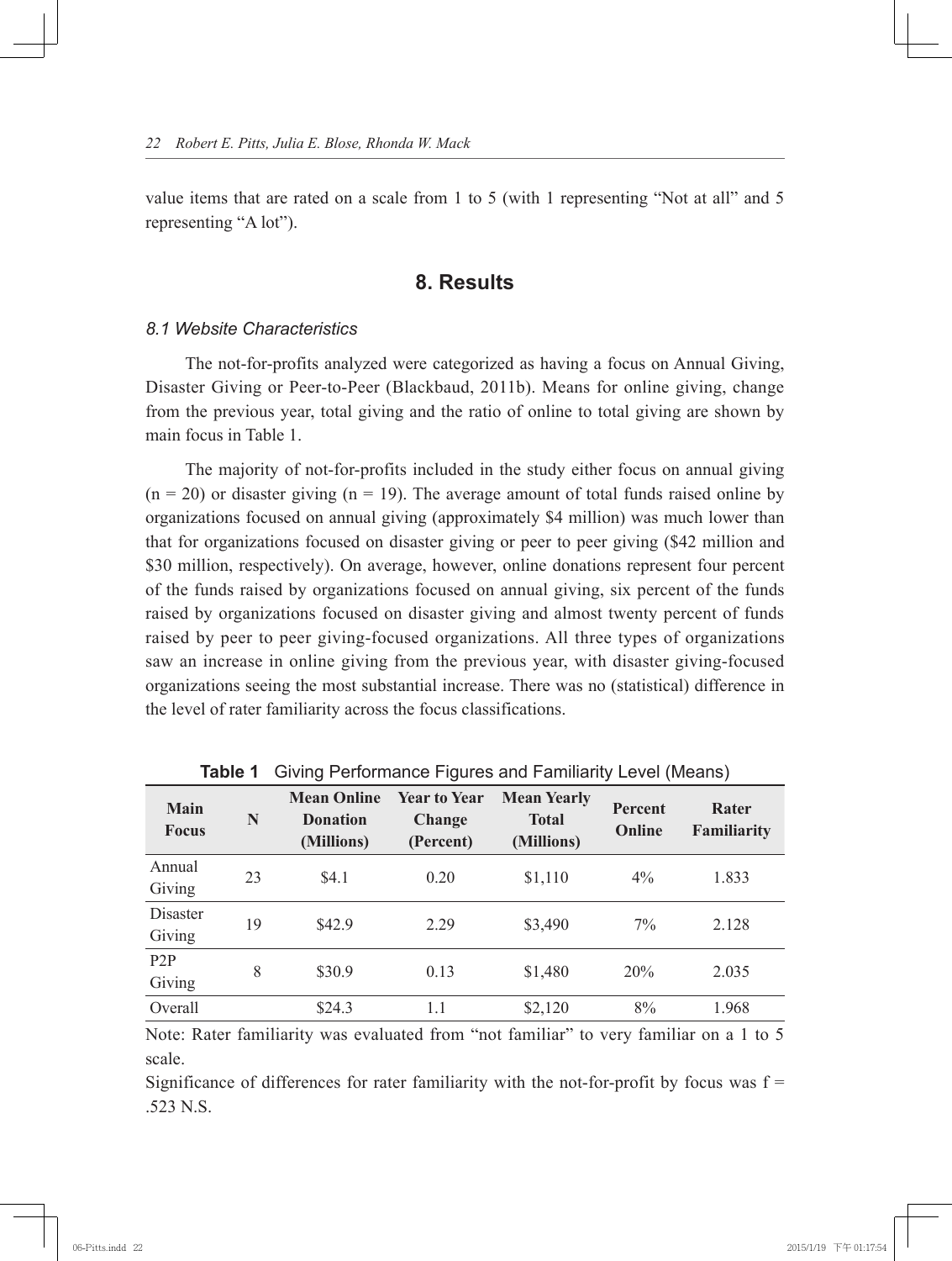value items that are rated on a scale from 1 to 5 (with 1 representing "Not at all" and 5 representing "A lot").

## 8. Results

### *8.1 Website Characteristics*

The not-for-profits analyzed were categorized as having a focus on Annual Giving, Disaster Giving or Peer-to-Peer (Blackbaud, 2011b). Means for online giving, change from the previous year, total giving and the ratio of online to total giving are shown by main focus in Table 1.

The majority of not-for-profits included in the study either focus on annual giving (n = 20) or disaster giving (n = 19). The average amount of total funds raised online by organizations focused on annual giving (approximately $4 million) was much lower than that for organizations focused on disaster giving or peer to peer giving ($42 million and $30 million, respectively). On average, however, online donations represent four percent of the funds raised by organizations focused on annual giving, six percent of the funds raised by organizations focused on disaster giving and almost twenty percent of funds raised by peer to peer giving-focused organizations. All three types of organizations saw an increase in online giving from the previous year, with disaster giving-focused organizations seeing the most substantial increase. There was no (statistical) difference in the level of rater familiarity across the focus classifications.

**Table 1** Giving Performance Figures and Familiarity Level (Means)

| Main Focus | N | Mean Online Donation (Millions) | Year to Year Change (Percent) | Mean Yearly Total (Millions) | Percent Online | Rater Familiarity |
|---|---|---|---|---|---|---|
| Annual Giving | 23 | $4.1 | 0.20 | $1,110 | 4% | 1.833 |
| Disaster Giving | 19 | $42.9 | 2.29 | $3,490 | 7% | 2.128 |
| P2P Giving | 8 | $30.9 | 0.13 | $1,480 | 20% | 2.035 |
| Overall | | $24.3 | 1.1 | $2,120 | 8% | 1.968 |

Note: Rater familiarity was evaluated from "not familiar" to very familiar on a 1 to 5 scale.

Significance of differences for rater familiarity with the not-for-profit by focus was f = .523 N.S.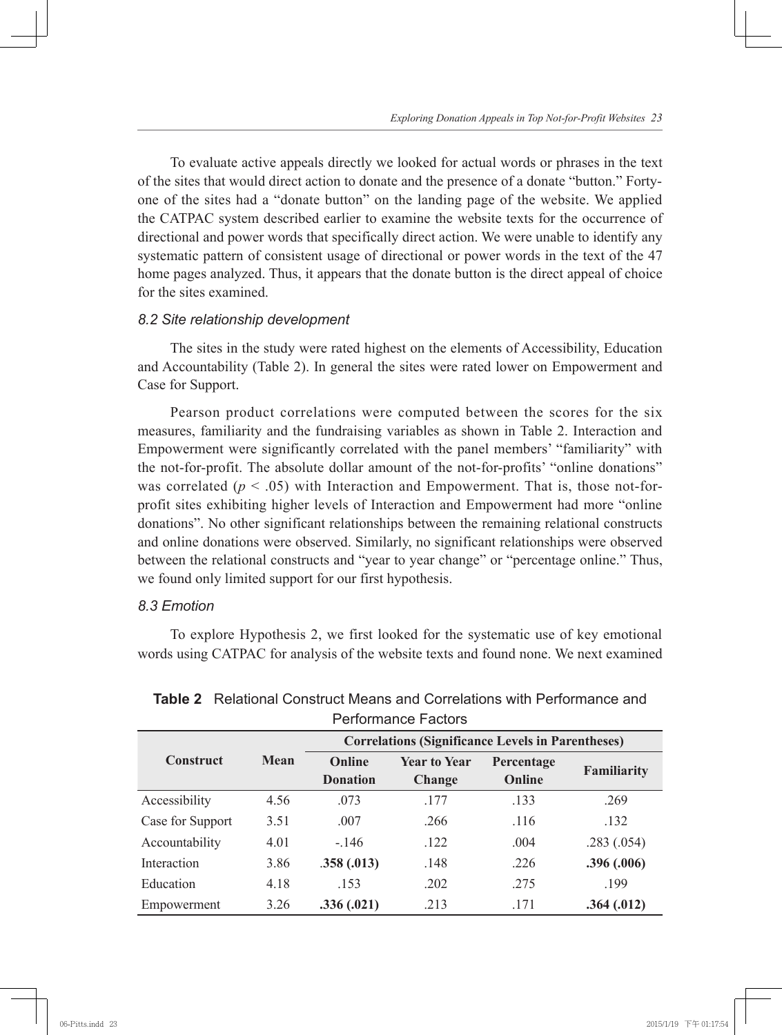To evaluate active appeals directly we looked for actual words or phrases in the text of the sites that would direct action to donate and the presence of a donate "button." Forty-one of the sites had a "donate button" on the landing page of the website. We applied the CATPAC system described earlier to examine the website texts for the occurrence of directional and power words that specifically direct action. We were unable to identify any systematic pattern of consistent usage of directional or power words in the text of the 47 home pages analyzed. Thus, it appears that the donate button is the direct appeal of choice for the sites examined.

### *8.2 Site relationship development*

The sites in the study were rated highest on the elements of Accessibility, Education and Accountability (Table 2). In general the sites were rated lower on Empowerment and Case for Support.

Pearson product correlations were computed between the scores for the six measures, familiarity and the fundraising variables as shown in Table 2. Interaction and Empowerment were significantly correlated with the panel members' "familiarity" with the not-for-profit. The absolute dollar amount of the not-for-profits' "online donations" was correlated ($p < .05$) with Interaction and Empowerment. That is, those not-for-profit sites exhibiting higher levels of Interaction and Empowerment had more "online donations". No other significant relationships between the remaining relational constructs and online donations were observed. Similarly, no significant relationships were observed between the relational constructs and "year to year change" or "percentage online." Thus, we found only limited support for our first hypothesis.

### *8.3 Emotion*

To explore Hypothesis 2, we first looked for the systematic use of key emotional words using CATPAC for analysis of the website texts and found none. We next examined

**Table 2** Relational Construct Means and Correlations with Performance and Performance Factors

| Construct | Mean | Correlations (Significance Levels in Parentheses) | | | |
|---|---|---|---|---|---|
| | | Online Donation | Year to Year Change | Percentage Online | Familiarity |
| Accessibility | 4.56 | .073 | .177 | .133 | .269 |
| Case for Support | 3.51 | .007 | .266 | .116 | .132 |
| Accountability | 4.01 | -.146 | .122 | .004 | .283 (.054) |
| Interaction | 3.86 | **.358 (.013)** | .148 | .226 | **.396 (.006)** |
| Education | 4.18 | .153 | .202 | .275 | .199 |
| Empowerment | 3.26 | **.336 (.021)** | .213 | .171 | **.364 (.012)** |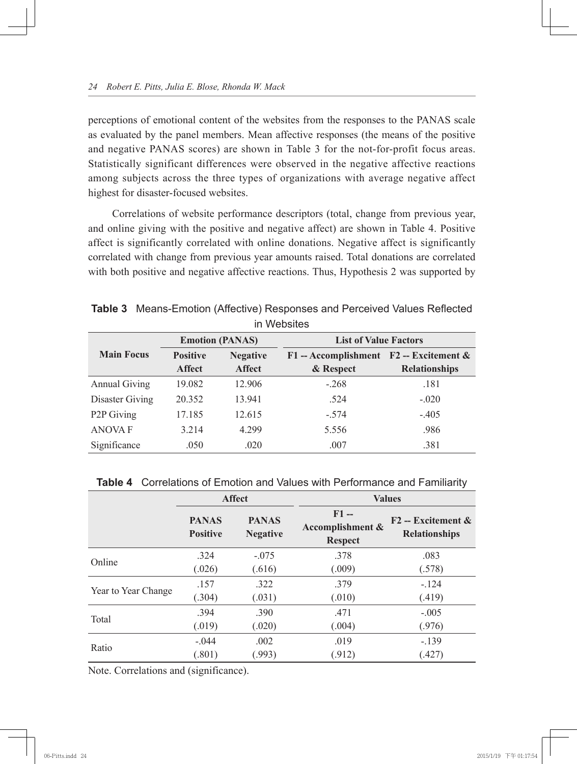perceptions of emotional content of the websites from the responses to the PANAS scale as evaluated by the panel members. Mean affective responses (the means of the positive and negative PANAS scores) are shown in Table 3 for the not-for-profit focus areas. Statistically significant differences were observed in the negative affective reactions among subjects across the three types of organizations with average negative affect highest for disaster-focused websites.

Correlations of website performance descriptors (total, change from previous year, and online giving with the positive and negative affect) are shown in Table 4. Positive affect is significantly correlated with online donations. Negative affect is significantly correlated with change from previous year amounts raised. Total donations are correlated with both positive and negative affective reactions. Thus, Hypothesis 2 was supported by

**Table 3** Means-Emotion (Affective) Responses and Perceived Values Reflected in Websites

| Main Focus | Emotion (PANAS) | | List of Value Factors | |
|---|---|---|---|---|
| | Positive Affect | Negative Affect | F1 -- Accomplishment & Respect | F2 -- Excitement & Relationships |
| Annual Giving | 19.082 | 12.906 | -.268 | .181 |
| Disaster Giving | 20.352 | 13.941 | .524 | -.020 |
| P2P Giving | 17.185 | 12.615 | -.574 | -.405 |
| ANOVA F | 3.214 | 4.299 | 5.556 | .986 |
| Significance | .050 | .020 | .007 | .381 |

**Table 4** Correlations of Emotion and Values with Performance and Familiarity

| | Affect | | Values | |
|---|---|---|---|---|
| | PANAS Positive | PANAS Negative | F1 -- Accomplishment & Respect | F2 -- Excitement & Relationships |
| Online | .324<br>(.026) | -.075<br>(.616) | .378<br>(.009) | .083<br>(.578) |
| Year to Year Change | .157<br>(.304) | .322<br>(.031) | .379<br>(.010) | -.124<br>(.419) |
| Total | .394<br>(.019) | .390<br>(.020) | .471<br>(.004) | -.005<br>(.976) |
| Ratio | -.044<br>(.801) | .002<br>(.993) | .019<br>(.912) | -.139<br>(.427) |

Note. Correlations and (significance).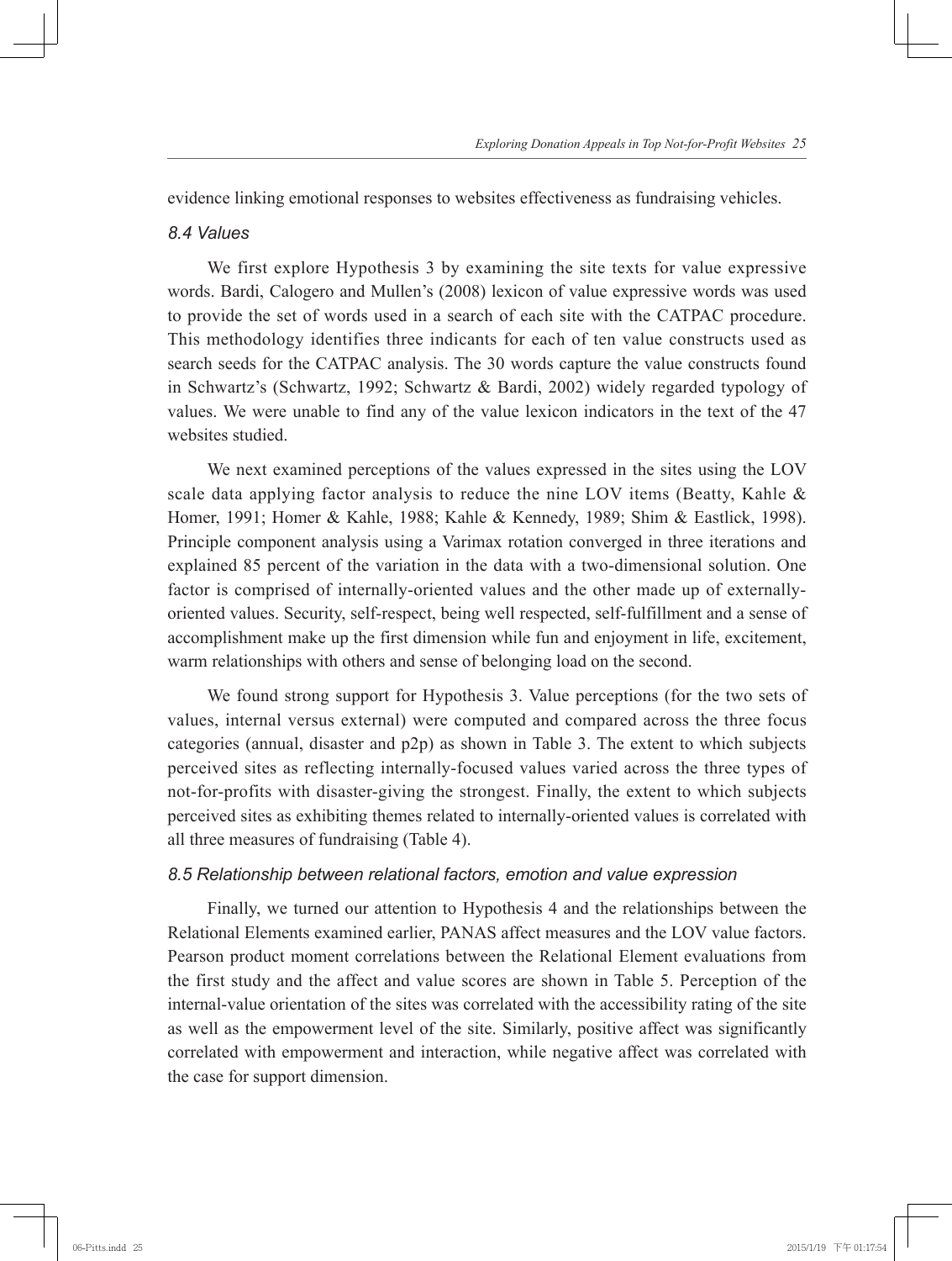evidence linking emotional responses to websites effectiveness as fundraising vehicles.

### *8.4 Values*

We first explore Hypothesis 3 by examining the site texts for value expressive words. Bardi, Calogero and Mullen's (2008) lexicon of value expressive words was used to provide the set of words used in a search of each site with the CATPAC procedure. This methodology identifies three indicants for each of ten value constructs used as search seeds for the CATPAC analysis. The 30 words capture the value constructs found in Schwartz's (Schwartz, 1992; Schwartz & Bardi, 2002) widely regarded typology of values. We were unable to find any of the value lexicon indicators in the text of the 47 websites studied.

We next examined perceptions of the values expressed in the sites using the LOV scale data applying factor analysis to reduce the nine LOV items (Beatty, Kahle & Homer, 1991; Homer & Kahle, 1988; Kahle & Kennedy, 1989; Shim & Eastlick, 1998). Principle component analysis using a Varimax rotation converged in three iterations and explained 85 percent of the variation in the data with a two-dimensional solution. One factor is comprised of internally-oriented values and the other made up of externally-oriented values. Security, self-respect, being well respected, self-fulfillment and a sense of accomplishment make up the first dimension while fun and enjoyment in life, excitement, warm relationships with others and sense of belonging load on the second.

We found strong support for Hypothesis 3. Value perceptions (for the two sets of values, internal versus external) were computed and compared across the three focus categories (annual, disaster and p2p) as shown in Table 3. The extent to which subjects perceived sites as reflecting internally-focused values varied across the three types of not-for-profits with disaster-giving the strongest. Finally, the extent to which subjects perceived sites as exhibiting themes related to internally-oriented values is correlated with all three measures of fundraising (Table 4).

### *8.5 Relationship between relational factors, emotion and value expression*

Finally, we turned our attention to Hypothesis 4 and the relationships between the Relational Elements examined earlier, PANAS affect measures and the LOV value factors. Pearson product moment correlations between the Relational Element evaluations from the first study and the affect and value scores are shown in Table 5. Perception of the internal-value orientation of the sites was correlated with the accessibility rating of the site as well as the empowerment level of the site. Similarly, positive affect was significantly correlated with empowerment and interaction, while negative affect was correlated with the case for support dimension.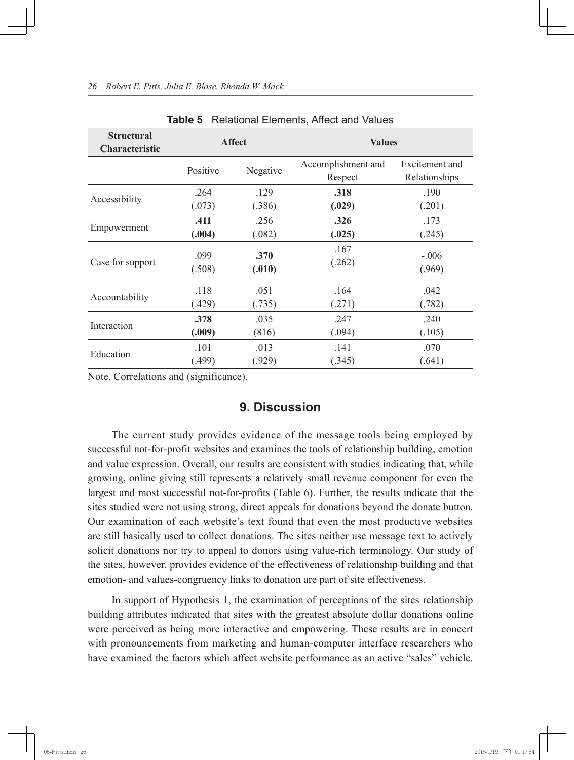**Table 5** Relational Elements, Affect and Values

| Structural Characteristic | Affect | | Values | |
|---|---|---|---|---|
| | Positive | Negative | Accomplishment and Respect | Excitement and Relationships |
| Accessibility | .264 (.073) | .129 (.386) | **.318 (.029)** | .190 (.201) |
| Empowerment | **.411 (.004)** | .256 (.082) | **.326 (.025)** | .173 (.245) |
| Case for support | .099 (.508) | **.370 (.010)** | .167 (.262) | -.006 (.969) |
| Accountability | .118 (.429) | .051 (.735) | .164 (.271) | .042 (.782) |
| Interaction | **.378 (.009)** | .035 (816) | .247 (.094) | .240 (.105) |
| Education | .101 (.499) | .013 (.929) | .141 (.345) | .070 (.641) |

Note. Correlations and (significance).

## 9. Discussion

The current study provides evidence of the message tools being employed by successful not-for-profit websites and examines the tools of relationship building, emotion and value expression. Overall, our results are consistent with studies indicating that, while growing, online giving still represents a relatively small revenue component for even the largest and most successful not-for-profits (Table 6). Further, the results indicate that the sites studied were not using strong, direct appeals for donations beyond the donate button. Our examination of each website's text found that even the most productive websites are still basically used to collect donations. The sites neither use message text to actively solicit donations nor try to appeal to donors using value-rich terminology. Our study of the sites, however, provides evidence of the effectiveness of relationship building and that emotion- and values-congruency links to donation are part of site effectiveness.

In support of Hypothesis 1, the examination of perceptions of the sites relationship building attributes indicated that sites with the greatest absolute dollar donations online were perceived as being more interactive and empowering. These results are in concert with pronouncements from marketing and human-computer interface researchers who have examined the factors which affect website performance as an active "sales" vehicle.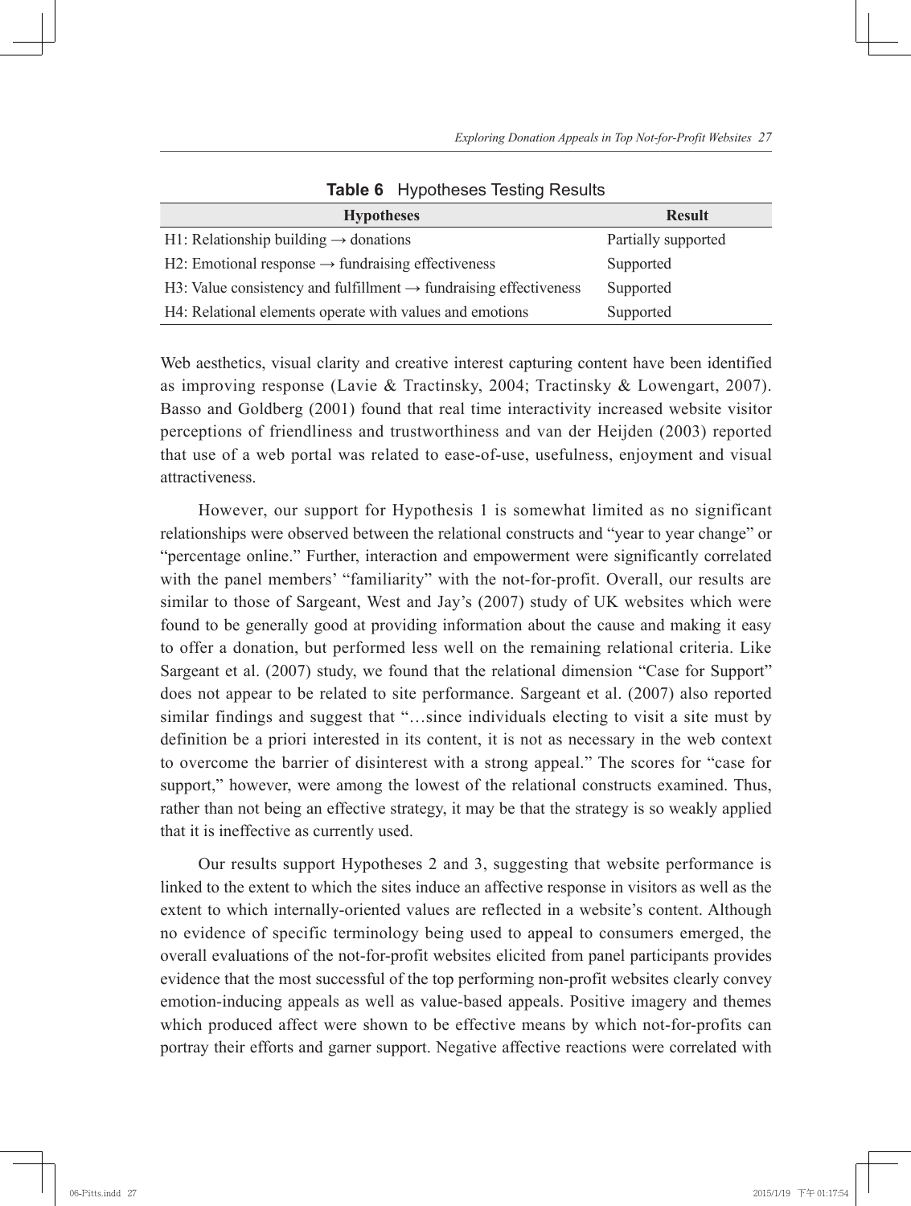**Table 6** Hypotheses Testing Results

| Hypotheses | Result |
|---|---|
| H1: Relationship building → donations | Partially supported |
| H2: Emotional response → fundraising effectiveness | Supported |
| H3: Value consistency and fulfillment → fundraising effectiveness | Supported |
| H4: Relational elements operate with values and emotions | Supported |

Web aesthetics, visual clarity and creative interest capturing content have been identified as improving response (Lavie & Tractinsky, 2004; Tractinsky & Lowengart, 2007). Basso and Goldberg (2001) found that real time interactivity increased website visitor perceptions of friendliness and trustworthiness and van der Heijden (2003) reported that use of a web portal was related to ease-of-use, usefulness, enjoyment and visual attractiveness.

However, our support for Hypothesis 1 is somewhat limited as no significant relationships were observed between the relational constructs and "year to year change" or "percentage online." Further, interaction and empowerment were significantly correlated with the panel members' "familiarity" with the not-for-profit. Overall, our results are similar to those of Sargeant, West and Jay's (2007) study of UK websites which were found to be generally good at providing information about the cause and making it easy to offer a donation, but performed less well on the remaining relational criteria. Like Sargeant et al. (2007) study, we found that the relational dimension "Case for Support" does not appear to be related to site performance. Sargeant et al. (2007) also reported similar findings and suggest that "…since individuals electing to visit a site must by definition be a priori interested in its content, it is not as necessary in the web context to overcome the barrier of disinterest with a strong appeal." The scores for "case for support," however, were among the lowest of the relational constructs examined. Thus, rather than not being an effective strategy, it may be that the strategy is so weakly applied that it is ineffective as currently used.

Our results support Hypotheses 2 and 3, suggesting that website performance is linked to the extent to which the sites induce an affective response in visitors as well as the extent to which internally-oriented values are reflected in a website's content. Although no evidence of specific terminology being used to appeal to consumers emerged, the overall evaluations of the not-for-profit websites elicited from panel participants provides evidence that the most successful of the top performing non-profit websites clearly convey emotion-inducing appeals as well as value-based appeals. Positive imagery and themes which produced affect were shown to be effective means by which not-for-profits can portray their efforts and garner support. Negative affective reactions were correlated with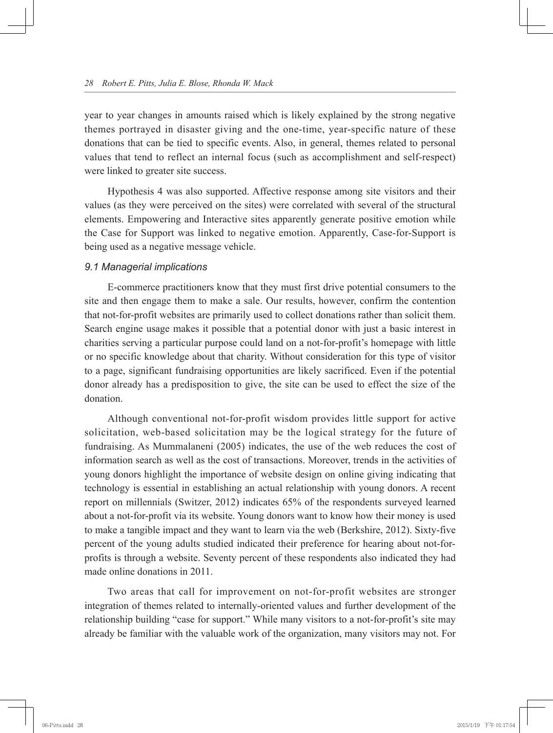year to year changes in amounts raised which is likely explained by the strong negative themes portrayed in disaster giving and the one-time, year-specific nature of these donations that can be tied to specific events. Also, in general, themes related to personal values that tend to reflect an internal focus (such as accomplishment and self-respect) were linked to greater site success.

Hypothesis 4 was also supported. Affective response among site visitors and their values (as they were perceived on the sites) were correlated with several of the structural elements. Empowering and Interactive sites apparently generate positive emotion while the Case for Support was linked to negative emotion. Apparently, Case-for-Support is being used as a negative message vehicle.

### *9.1 Managerial implications*

E-commerce practitioners know that they must first drive potential consumers to the site and then engage them to make a sale. Our results, however, confirm the contention that not-for-profit websites are primarily used to collect donations rather than solicit them. Search engine usage makes it possible that a potential donor with just a basic interest in charities serving a particular purpose could land on a not-for-profit's homepage with little or no specific knowledge about that charity. Without consideration for this type of visitor to a page, significant fundraising opportunities are likely sacrificed. Even if the potential donor already has a predisposition to give, the site can be used to effect the size of the donation.

Although conventional not-for-profit wisdom provides little support for active solicitation, web-based solicitation may be the logical strategy for the future of fundraising. As Mummalaneni (2005) indicates, the use of the web reduces the cost of information search as well as the cost of transactions. Moreover, trends in the activities of young donors highlight the importance of website design on online giving indicating that technology is essential in establishing an actual relationship with young donors. A recent report on millennials (Switzer, 2012) indicates 65% of the respondents surveyed learned about a not-for-profit via its website. Young donors want to know how their money is used to make a tangible impact and they want to learn via the web (Berkshire, 2012). Sixty-five percent of the young adults studied indicated their preference for hearing about not-for-profits is through a website. Seventy percent of these respondents also indicated they had made online donations in 2011.

Two areas that call for improvement on not-for-profit websites are stronger integration of themes related to internally-oriented values and further development of the relationship building "case for support." While many visitors to a not-for-profit's site may already be familiar with the valuable work of the organization, many visitors may not. For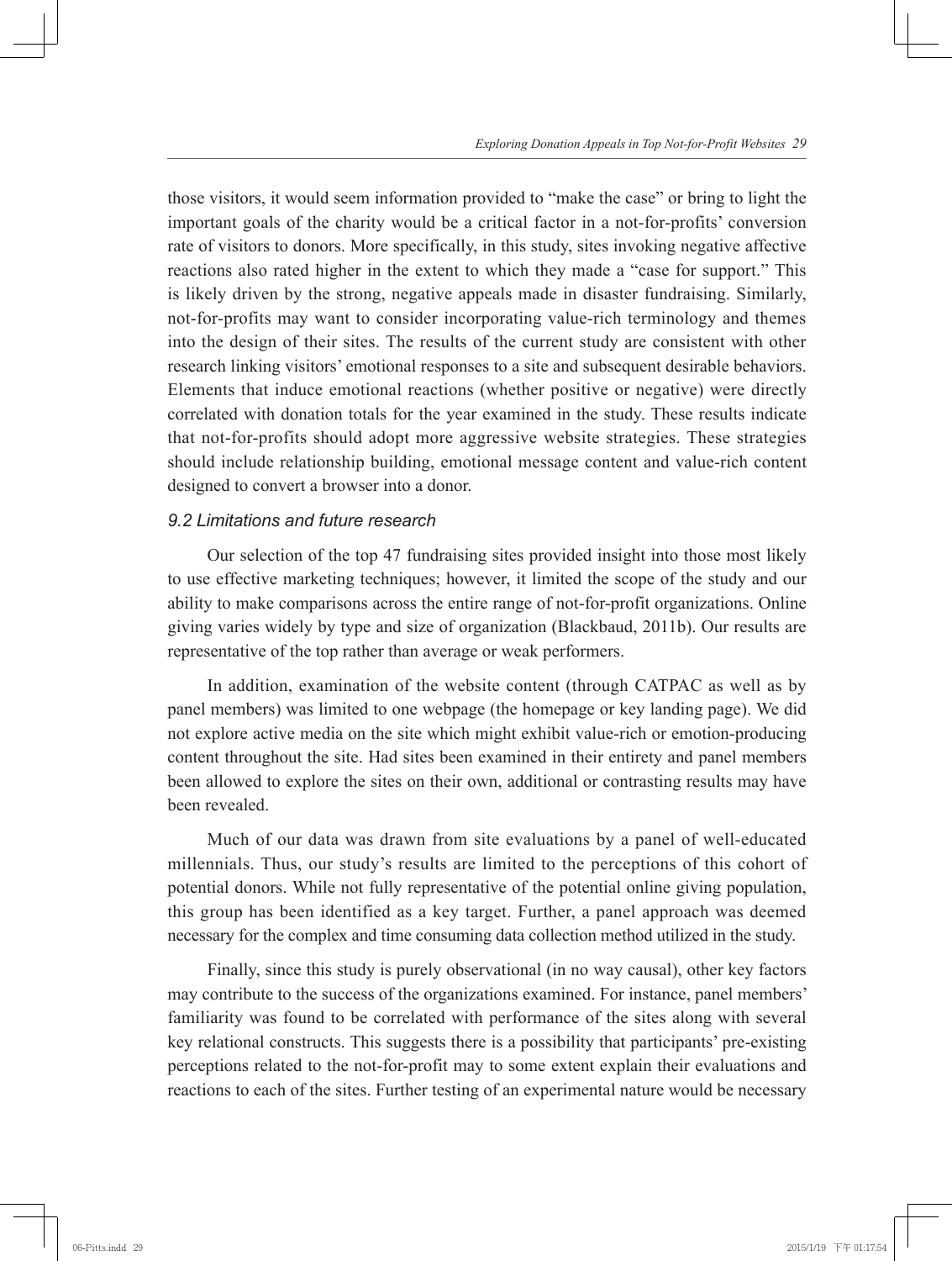those visitors, it would seem information provided to "make the case" or bring to light the important goals of the charity would be a critical factor in a not-for-profits' conversion rate of visitors to donors. More specifically, in this study, sites invoking negative affective reactions also rated higher in the extent to which they made a "case for support." This is likely driven by the strong, negative appeals made in disaster fundraising. Similarly, not-for-profits may want to consider incorporating value-rich terminology and themes into the design of their sites. The results of the current study are consistent with other research linking visitors' emotional responses to a site and subsequent desirable behaviors. Elements that induce emotional reactions (whether positive or negative) were directly correlated with donation totals for the year examined in the study. These results indicate that not-for-profits should adopt more aggressive website strategies. These strategies should include relationship building, emotional message content and value-rich content designed to convert a browser into a donor.

### *9.2 Limitations and future research*

Our selection of the top 47 fundraising sites provided insight into those most likely to use effective marketing techniques; however, it limited the scope of the study and our ability to make comparisons across the entire range of not-for-profit organizations. Online giving varies widely by type and size of organization (Blackbaud, 2011b). Our results are representative of the top rather than average or weak performers.

In addition, examination of the website content (through CATPAC as well as by panel members) was limited to one webpage (the homepage or key landing page). We did not explore active media on the site which might exhibit value-rich or emotion-producing content throughout the site. Had sites been examined in their entirety and panel members been allowed to explore the sites on their own, additional or contrasting results may have been revealed.

Much of our data was drawn from site evaluations by a panel of well-educated millennials. Thus, our study's results are limited to the perceptions of this cohort of potential donors. While not fully representative of the potential online giving population, this group has been identified as a key target. Further, a panel approach was deemed necessary for the complex and time consuming data collection method utilized in the study.

Finally, since this study is purely observational (in no way causal), other key factors may contribute to the success of the organizations examined. For instance, panel members' familiarity was found to be correlated with performance of the sites along with several key relational constructs. This suggests there is a possibility that participants' pre-existing perceptions related to the not-for-profit may to some extent explain their evaluations and reactions to each of the sites. Further testing of an experimental nature would be necessary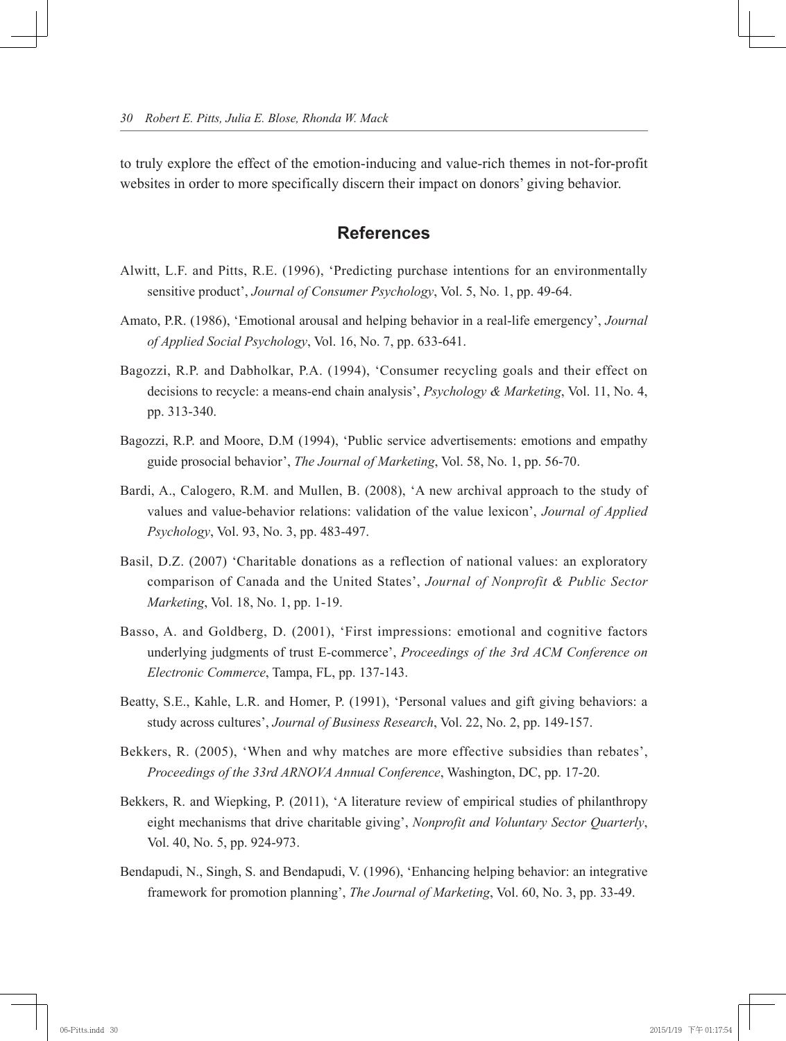to truly explore the effect of the emotion-inducing and value-rich themes in not-for-profit websites in order to more specifically discern their impact on donors' giving behavior.

## References

Alwitt, L.F. and Pitts, R.E. (1996), 'Predicting purchase intentions for an environmentally sensitive product', *Journal of Consumer Psychology*, Vol. 5, No. 1, pp. 49-64.

Amato, P.R. (1986), 'Emotional arousal and helping behavior in a real-life emergency', *Journal of Applied Social Psychology*, Vol. 16, No. 7, pp. 633-641.

Bagozzi, R.P. and Dabholkar, P.A. (1994), 'Consumer recycling goals and their effect on decisions to recycle: a means-end chain analysis', *Psychology & Marketing*, Vol. 11, No. 4, pp. 313-340.

Bagozzi, R.P. and Moore, D.M (1994), 'Public service advertisements: emotions and empathy guide prosocial behavior', *The Journal of Marketing*, Vol. 58, No. 1, pp. 56-70.

Bardi, A., Calogero, R.M. and Mullen, B. (2008), 'A new archival approach to the study of values and value-behavior relations: validation of the value lexicon', *Journal of Applied Psychology*, Vol. 93, No. 3, pp. 483-497.

Basil, D.Z. (2007) 'Charitable donations as a reflection of national values: an exploratory comparison of Canada and the United States', *Journal of Nonprofit & Public Sector Marketing*, Vol. 18, No. 1, pp. 1-19.

Basso, A. and Goldberg, D. (2001), 'First impressions: emotional and cognitive factors underlying judgments of trust E-commerce', *Proceedings of the 3rd ACM Conference on Electronic Commerce*, Tampa, FL, pp. 137-143.

Beatty, S.E., Kahle, L.R. and Homer, P. (1991), 'Personal values and gift giving behaviors: a study across cultures', *Journal of Business Research*, Vol. 22, No. 2, pp. 149-157.

Bekkers, R. (2005), 'When and why matches are more effective subsidies than rebates', *Proceedings of the 33rd ARNOVA Annual Conference*, Washington, DC, pp. 17-20.

Bekkers, R. and Wiepking, P. (2011), 'A literature review of empirical studies of philanthropy eight mechanisms that drive charitable giving', *Nonprofit and Voluntary Sector Quarterly*, Vol. 40, No. 5, pp. 924-973.

Bendapudi, N., Singh, S. and Bendapudi, V. (1996), 'Enhancing helping behavior: an integrative framework for promotion planning', *The Journal of Marketing*, Vol. 60, No. 3, pp. 33-49.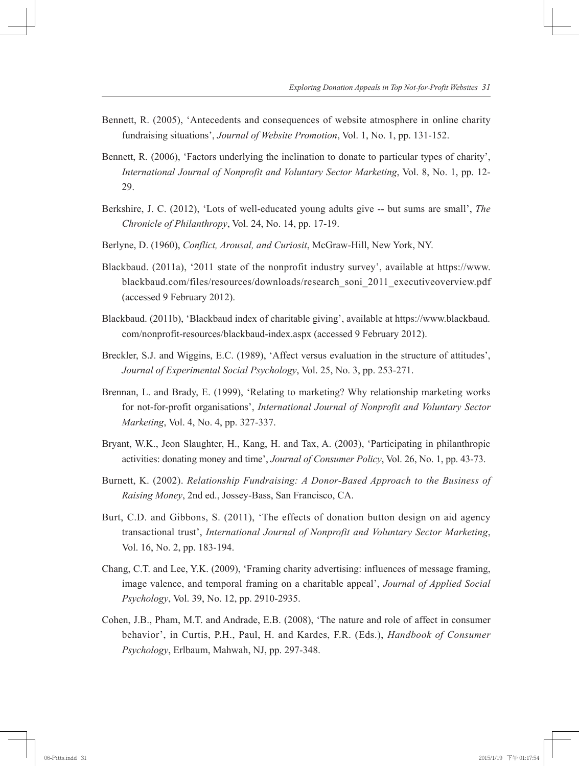Bennett, R. (2005), 'Antecedents and consequences of website atmosphere in online charity fundraising situations', *Journal of Website Promotion*, Vol. 1, No. 1, pp. 131-152.

Bennett, R. (2006), 'Factors underlying the inclination to donate to particular types of charity', *International Journal of Nonprofit and Voluntary Sector Marketing*, Vol. 8, No. 1, pp. 12-29.

Berkshire, J. C. (2012), 'Lots of well-educated young adults give -- but sums are small', *The Chronicle of Philanthropy*, Vol. 24, No. 14, pp. 17-19.

Berlyne, D. (1960), *Conflict, Arousal, and Curiosit*, McGraw-Hill, New York, NY.

Blackbaud. (2011a), '2011 state of the nonprofit industry survey', available at https://www.blackbaud.com/files/resources/downloads/research_soni_2011_executiveoverview.pdf (accessed 9 February 2012).

Blackbaud. (2011b), 'Blackbaud index of charitable giving', available at https://www.blackbaud.com/nonprofit-resources/blackbaud-index.aspx (accessed 9 February 2012).

Breckler, S.J. and Wiggins, E.C. (1989), 'Affect versus evaluation in the structure of attitudes', *Journal of Experimental Social Psychology*, Vol. 25, No. 3, pp. 253-271.

Brennan, L. and Brady, E. (1999), 'Relating to marketing? Why relationship marketing works for not-for-profit organisations', *International Journal of Nonprofit and Voluntary Sector Marketing*, Vol. 4, No. 4, pp. 327-337.

Bryant, W.K., Jeon Slaughter, H., Kang, H. and Tax, A. (2003), 'Participating in philanthropic activities: donating money and time', *Journal of Consumer Policy*, Vol. 26, No. 1, pp. 43-73.

Burnett, K. (2002). *Relationship Fundraising: A Donor-Based Approach to the Business of Raising Money*, 2nd ed., Jossey-Bass, San Francisco, CA.

Burt, C.D. and Gibbons, S. (2011), 'The effects of donation button design on aid agency transactional trust', *International Journal of Nonprofit and Voluntary Sector Marketing*, Vol. 16, No. 2, pp. 183-194.

Chang, C.T. and Lee, Y.K. (2009), 'Framing charity advertising: influences of message framing, image valence, and temporal framing on a charitable appeal', *Journal of Applied Social Psychology*, Vol. 39, No. 12, pp. 2910-2935.

Cohen, J.B., Pham, M.T. and Andrade, E.B. (2008), 'The nature and role of affect in consumer behavior', in Curtis, P.H., Paul, H. and Kardes, F.R. (Eds.), *Handbook of Consumer Psychology*, Erlbaum, Mahwah, NJ, pp. 297-348.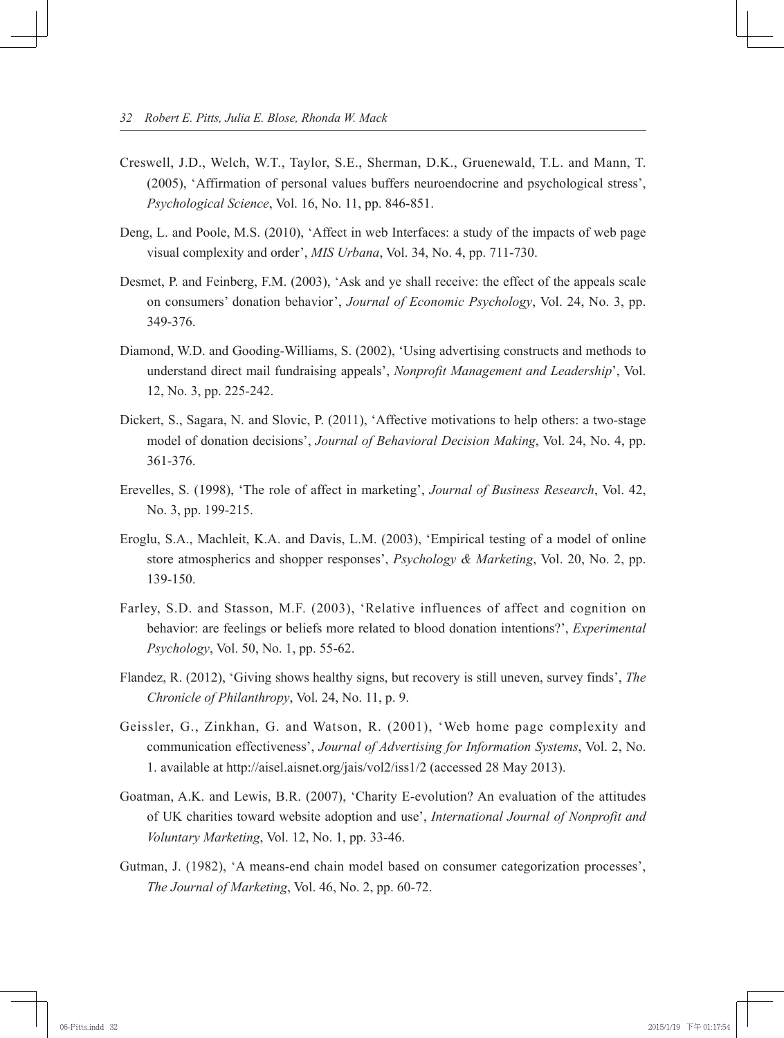Creswell, J.D., Welch, W.T., Taylor, S.E., Sherman, D.K., Gruenewald, T.L. and Mann, T. (2005), 'Affirmation of personal values buffers neuroendocrine and psychological stress', *Psychological Science*, Vol. 16, No. 11, pp. 846-851.

Deng, L. and Poole, M.S. (2010), 'Affect in web Interfaces: a study of the impacts of web page visual complexity and order', *MIS Urbana*, Vol. 34, No. 4, pp. 711-730.

Desmet, P. and Feinberg, F.M. (2003), 'Ask and ye shall receive: the effect of the appeals scale on consumers' donation behavior', *Journal of Economic Psychology*, Vol. 24, No. 3, pp. 349-376.

Diamond, W.D. and Gooding-Williams, S. (2002), 'Using advertising constructs and methods to understand direct mail fundraising appeals', *Nonprofit Management and Leadership*', Vol. 12, No. 3, pp. 225-242.

Dickert, S., Sagara, N. and Slovic, P. (2011), 'Affective motivations to help others: a two-stage model of donation decisions', *Journal of Behavioral Decision Making*, Vol. 24, No. 4, pp. 361-376.

Erevelles, S. (1998), 'The role of affect in marketing', *Journal of Business Research*, Vol. 42, No. 3, pp. 199-215.

Eroglu, S.A., Machleit, K.A. and Davis, L.M. (2003), 'Empirical testing of a model of online store atmospherics and shopper responses', *Psychology & Marketing*, Vol. 20, No. 2, pp. 139-150.

Farley, S.D. and Stasson, M.F. (2003), 'Relative influences of affect and cognition on behavior: are feelings or beliefs more related to blood donation intentions?', *Experimental Psychology*, Vol. 50, No. 1, pp. 55-62.

Flandez, R. (2012), 'Giving shows healthy signs, but recovery is still uneven, survey finds', *The Chronicle of Philanthropy*, Vol. 24, No. 11, p. 9.

Geissler, G., Zinkhan, G. and Watson, R. (2001), 'Web home page complexity and communication effectiveness', *Journal of Advertising for Information Systems*, Vol. 2, No. 1. available at http://aisel.aisnet.org/jais/vol2/iss1/2 (accessed 28 May 2013).

Goatman, A.K. and Lewis, B.R. (2007), 'Charity E-evolution? An evaluation of the attitudes of UK charities toward website adoption and use', *International Journal of Nonprofit and Voluntary Marketing*, Vol. 12, No. 1, pp. 33-46.

Gutman, J. (1982), 'A means-end chain model based on consumer categorization processes', *The Journal of Marketing*, Vol. 46, No. 2, pp. 60-72.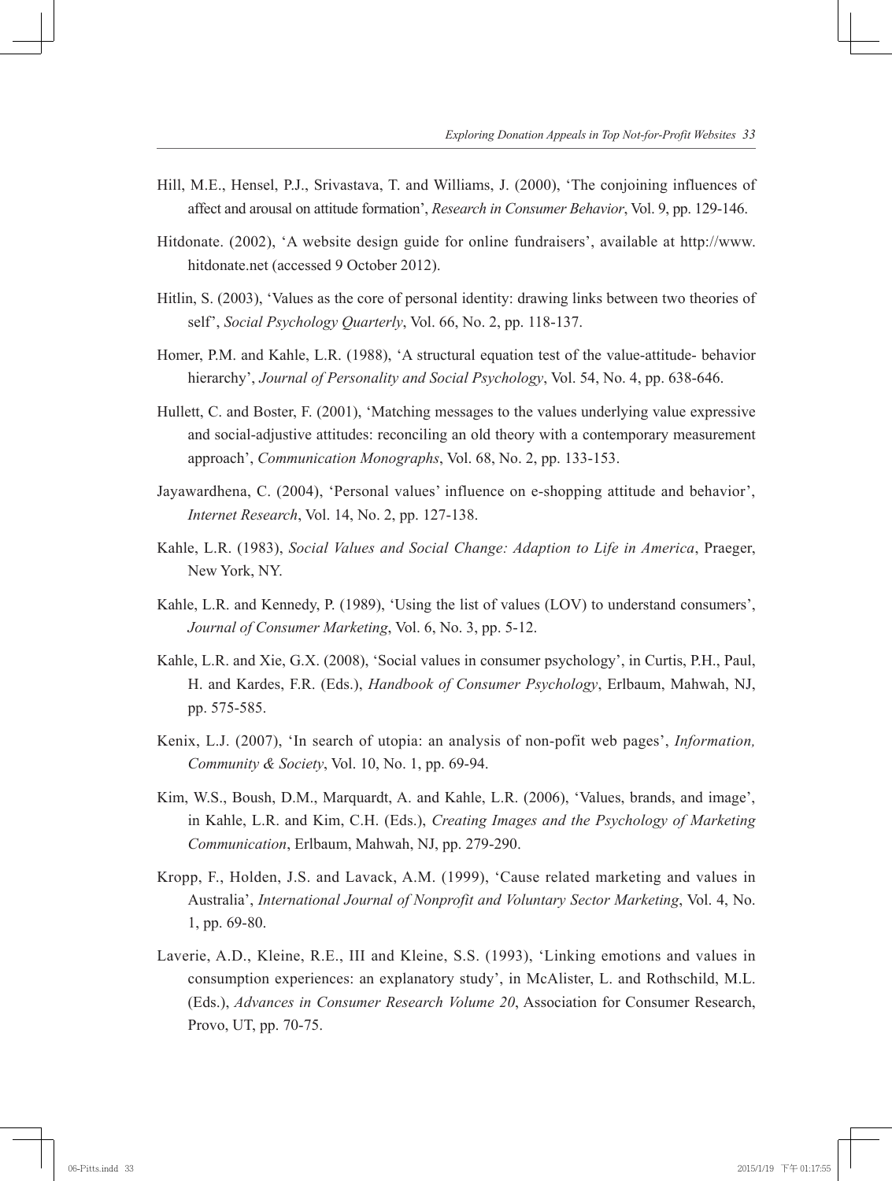Hill, M.E., Hensel, P.J., Srivastava, T. and Williams, J. (2000), 'The conjoining influences of affect and arousal on attitude formation', *Research in Consumer Behavior*, Vol. 9, pp. 129-146.

Hitdonate. (2002), 'A website design guide for online fundraisers', available at http://www.hitdonate.net (accessed 9 October 2012).

Hitlin, S. (2003), 'Values as the core of personal identity: drawing links between two theories of self', *Social Psychology Quarterly*, Vol. 66, No. 2, pp. 118-137.

Homer, P.M. and Kahle, L.R. (1988), 'A structural equation test of the value-attitude- behavior hierarchy', *Journal of Personality and Social Psychology*, Vol. 54, No. 4, pp. 638-646.

Hullett, C. and Boster, F. (2001), 'Matching messages to the values underlying value expressive and social-adjustive attitudes: reconciling an old theory with a contemporary measurement approach', *Communication Monographs*, Vol. 68, No. 2, pp. 133-153.

Jayawardhena, C. (2004), 'Personal values' influence on e-shopping attitude and behavior', *Internet Research*, Vol. 14, No. 2, pp. 127-138.

Kahle, L.R. (1983), *Social Values and Social Change: Adaption to Life in America*, Praeger, New York, NY.

Kahle, L.R. and Kennedy, P. (1989), 'Using the list of values (LOV) to understand consumers', *Journal of Consumer Marketing*, Vol. 6, No. 3, pp. 5-12.

Kahle, L.R. and Xie, G.X. (2008), 'Social values in consumer psychology', in Curtis, P.H., Paul, H. and Kardes, F.R. (Eds.), *Handbook of Consumer Psychology*, Erlbaum, Mahwah, NJ, pp. 575-585.

Kenix, L.J. (2007), 'In search of utopia: an analysis of non-pofit web pages', *Information, Community & Society*, Vol. 10, No. 1, pp. 69-94.

Kim, W.S., Boush, D.M., Marquardt, A. and Kahle, L.R. (2006), 'Values, brands, and image', in Kahle, L.R. and Kim, C.H. (Eds.), *Creating Images and the Psychology of Marketing Communication*, Erlbaum, Mahwah, NJ, pp. 279-290.

Kropp, F., Holden, J.S. and Lavack, A.M. (1999), 'Cause related marketing and values in Australia', *International Journal of Nonprofit and Voluntary Sector Marketing*, Vol. 4, No. 1, pp. 69-80.

Laverie, A.D., Kleine, R.E., III and Kleine, S.S. (1993), 'Linking emotions and values in consumption experiences: an explanatory study', in McAlister, L. and Rothschild, M.L. (Eds.), *Advances in Consumer Research Volume 20*, Association for Consumer Research, Provo, UT, pp. 70-75.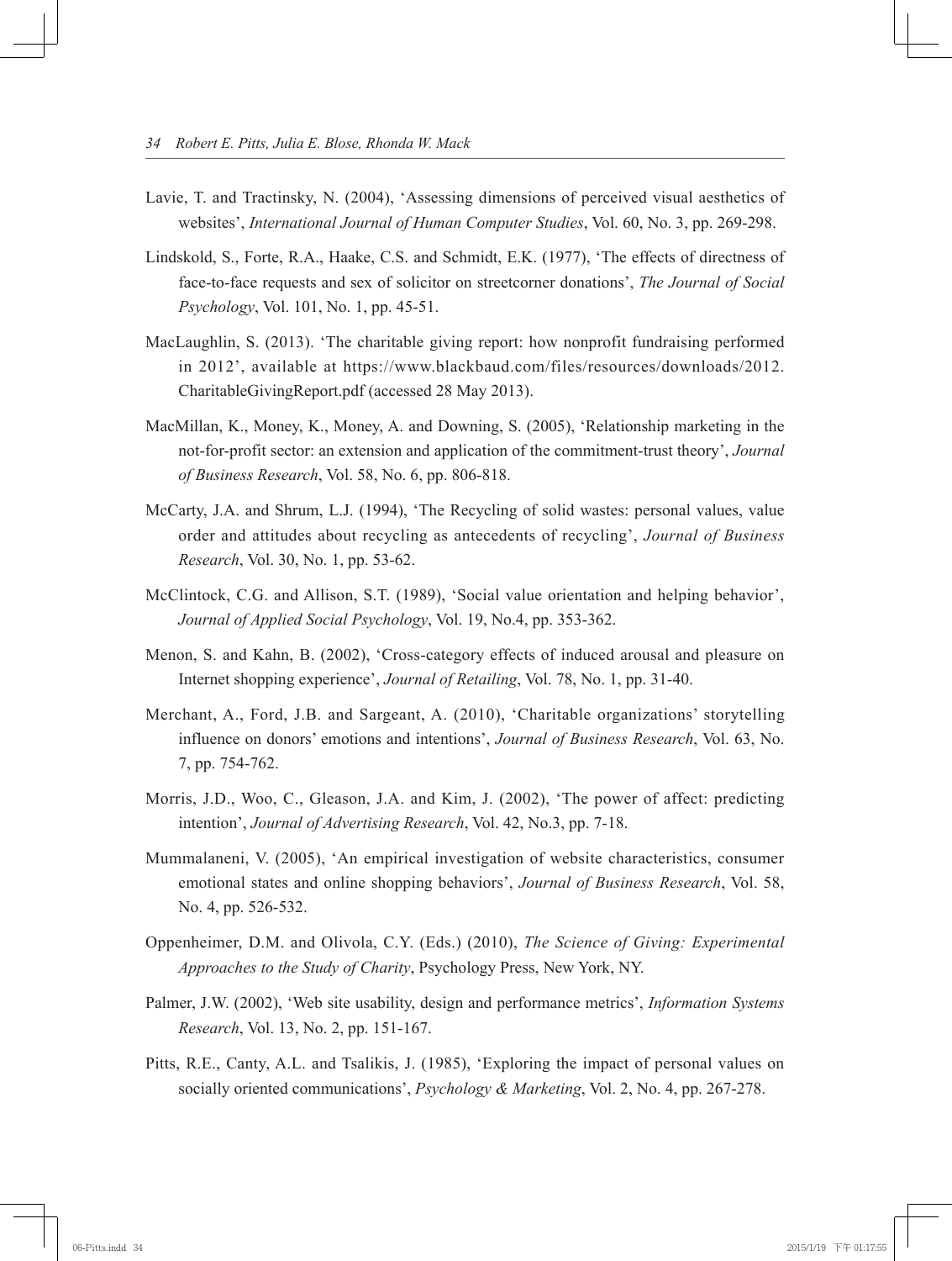Lavie, T. and Tractinsky, N. (2004), 'Assessing dimensions of perceived visual aesthetics of websites', *International Journal of Human Computer Studies*, Vol. 60, No. 3, pp. 269-298.

Lindskold, S., Forte, R.A., Haake, C.S. and Schmidt, E.K. (1977), 'The effects of directness of face-to-face requests and sex of solicitor on streetcorner donations', *The Journal of Social Psychology*, Vol. 101, No. 1, pp. 45-51.

MacLaughlin, S. (2013). 'The charitable giving report: how nonprofit fundraising performed in 2012', available at https://www.blackbaud.com/files/resources/downloads/2012.CharitableGivingReport.pdf (accessed 28 May 2013).

MacMillan, K., Money, K., Money, A. and Downing, S. (2005), 'Relationship marketing in the not-for-profit sector: an extension and application of the commitment-trust theory', *Journal of Business Research*, Vol. 58, No. 6, pp. 806-818.

McCarty, J.A. and Shrum, L.J. (1994), 'The Recycling of solid wastes: personal values, value order and attitudes about recycling as antecedents of recycling', *Journal of Business Research*, Vol. 30, No. 1, pp. 53-62.

McClintock, C.G. and Allison, S.T. (1989), 'Social value orientation and helping behavior', *Journal of Applied Social Psychology*, Vol. 19, No.4, pp. 353-362.

Menon, S. and Kahn, B. (2002), 'Cross-category effects of induced arousal and pleasure on Internet shopping experience', *Journal of Retailing*, Vol. 78, No. 1, pp. 31-40.

Merchant, A., Ford, J.B. and Sargeant, A. (2010), 'Charitable organizations' storytelling influence on donors' emotions and intentions', *Journal of Business Research*, Vol. 63, No. 7, pp. 754-762.

Morris, J.D., Woo, C., Gleason, J.A. and Kim, J. (2002), 'The power of affect: predicting intention', *Journal of Advertising Research*, Vol. 42, No.3, pp. 7-18.

Mummalaneni, V. (2005), 'An empirical investigation of website characteristics, consumer emotional states and online shopping behaviors', *Journal of Business Research*, Vol. 58, No. 4, pp. 526-532.

Oppenheimer, D.M. and Olivola, C.Y. (Eds.) (2010), *The Science of Giving: Experimental Approaches to the Study of Charity*, Psychology Press, New York, NY.

Palmer, J.W. (2002), 'Web site usability, design and performance metrics', *Information Systems Research*, Vol. 13, No. 2, pp. 151-167.

Pitts, R.E., Canty, A.L. and Tsalikis, J. (1985), 'Exploring the impact of personal values on socially oriented communications', *Psychology & Marketing*, Vol. 2, No. 4, pp. 267-278.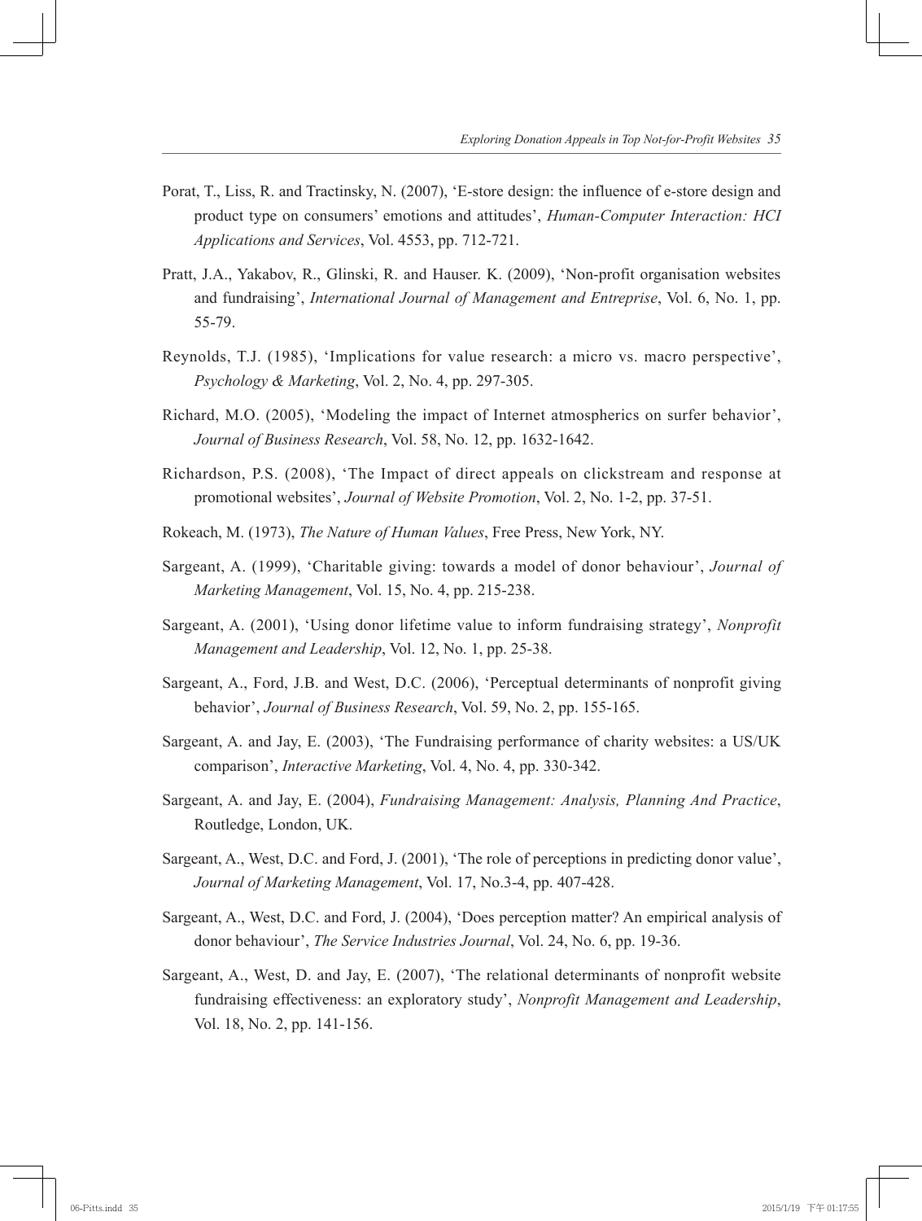Porat, T., Liss, R. and Tractinsky, N. (2007), 'E-store design: the influence of e-store design and product type on consumers' emotions and attitudes', *Human-Computer Interaction: HCI Applications and Services*, Vol. 4553, pp. 712-721.

Pratt, J.A., Yakabov, R., Glinski, R. and Hauser. K. (2009), 'Non-profit organisation websites and fundraising', *International Journal of Management and Entreprise*, Vol. 6, No. 1, pp. 55-79.

Reynolds, T.J. (1985), 'Implications for value research: a micro vs. macro perspective', *Psychology & Marketing*, Vol. 2, No. 4, pp. 297-305.

Richard, M.O. (2005), 'Modeling the impact of Internet atmospherics on surfer behavior', *Journal of Business Research*, Vol. 58, No. 12, pp. 1632-1642.

Richardson, P.S. (2008), 'The Impact of direct appeals on clickstream and response at promotional websites', *Journal of Website Promotion*, Vol. 2, No. 1-2, pp. 37-51.

Rokeach, M. (1973), *The Nature of Human Values*, Free Press, New York, NY.

Sargeant, A. (1999), 'Charitable giving: towards a model of donor behaviour', *Journal of Marketing Management*, Vol. 15, No. 4, pp. 215-238.

Sargeant, A. (2001), 'Using donor lifetime value to inform fundraising strategy', *Nonprofit Management and Leadership*, Vol. 12, No. 1, pp. 25-38.

Sargeant, A., Ford, J.B. and West, D.C. (2006), 'Perceptual determinants of nonprofit giving behavior', *Journal of Business Research*, Vol. 59, No. 2, pp. 155-165.

Sargeant, A. and Jay, E. (2003), 'The Fundraising performance of charity websites: a US/UK comparison', *Interactive Marketing*, Vol. 4, No. 4, pp. 330-342.

Sargeant, A. and Jay, E. (2004), *Fundraising Management: Analysis, Planning And Practice*, Routledge, London, UK.

Sargeant, A., West, D.C. and Ford, J. (2001), 'The role of perceptions in predicting donor value', *Journal of Marketing Management*, Vol. 17, No.3-4, pp. 407-428.

Sargeant, A., West, D.C. and Ford, J. (2004), 'Does perception matter? An empirical analysis of donor behaviour', *The Service Industries Journal*, Vol. 24, No. 6, pp. 19-36.

Sargeant, A., West, D. and Jay, E. (2007), 'The relational determinants of nonprofit website fundraising effectiveness: an exploratory study', *Nonprofit Management and Leadership*, Vol. 18, No. 2, pp. 141-156.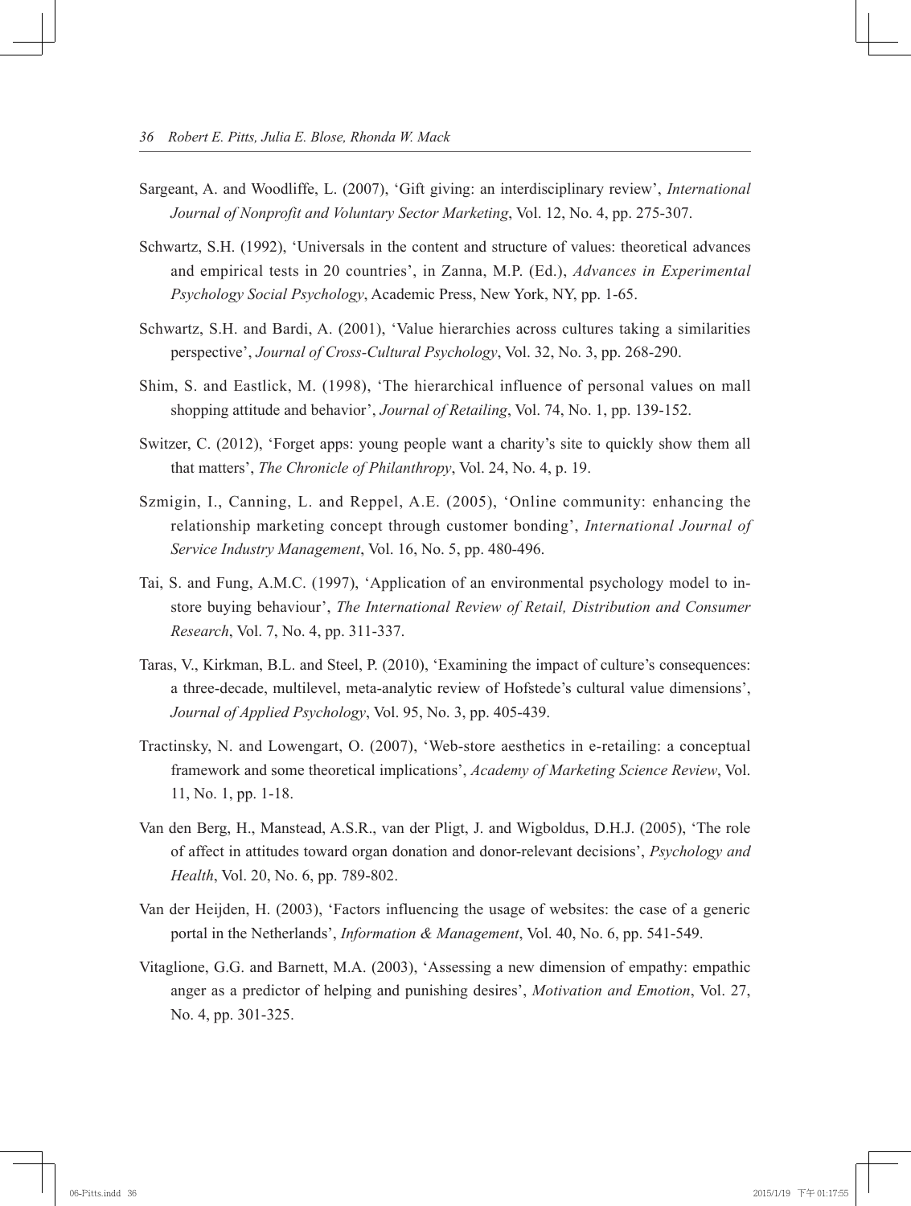Sargeant, A. and Woodliffe, L. (2007), 'Gift giving: an interdisciplinary review', *International Journal of Nonprofit and Voluntary Sector Marketing*, Vol. 12, No. 4, pp. 275-307.

Schwartz, S.H. (1992), 'Universals in the content and structure of values: theoretical advances and empirical tests in 20 countries', in Zanna, M.P. (Ed.), *Advances in Experimental Psychology Social Psychology*, Academic Press, New York, NY, pp. 1-65.

Schwartz, S.H. and Bardi, A. (2001), 'Value hierarchies across cultures taking a similarities perspective', *Journal of Cross-Cultural Psychology*, Vol. 32, No. 3, pp. 268-290.

Shim, S. and Eastlick, M. (1998), 'The hierarchical influence of personal values on mall shopping attitude and behavior', *Journal of Retailing*, Vol. 74, No. 1, pp. 139-152.

Switzer, C. (2012), 'Forget apps: young people want a charity's site to quickly show them all that matters', *The Chronicle of Philanthropy*, Vol. 24, No. 4, p. 19.

Szmigin, I., Canning, L. and Reppel, A.E. (2005), 'Online community: enhancing the relationship marketing concept through customer bonding', *International Journal of Service Industry Management*, Vol. 16, No. 5, pp. 480-496.

Tai, S. and Fung, A.M.C. (1997), 'Application of an environmental psychology model to in-store buying behaviour', *The International Review of Retail, Distribution and Consumer Research*, Vol. 7, No. 4, pp. 311-337.

Taras, V., Kirkman, B.L. and Steel, P. (2010), 'Examining the impact of culture's consequences: a three-decade, multilevel, meta-analytic review of Hofstede's cultural value dimensions', *Journal of Applied Psychology*, Vol. 95, No. 3, pp. 405-439.

Tractinsky, N. and Lowengart, O. (2007), 'Web-store aesthetics in e-retailing: a conceptual framework and some theoretical implications', *Academy of Marketing Science Review*, Vol. 11, No. 1, pp. 1-18.

Van den Berg, H., Manstead, A.S.R., van der Pligt, J. and Wigboldus, D.H.J. (2005), 'The role of affect in attitudes toward organ donation and donor-relevant decisions', *Psychology and Health*, Vol. 20, No. 6, pp. 789-802.

Van der Heijden, H. (2003), 'Factors influencing the usage of websites: the case of a generic portal in the Netherlands', *Information & Management*, Vol. 40, No. 6, pp. 541-549.

Vitaglione, G.G. and Barnett, M.A. (2003), 'Assessing a new dimension of empathy: empathic anger as a predictor of helping and punishing desires', *Motivation and Emotion*, Vol. 27, No. 4, pp. 301-325.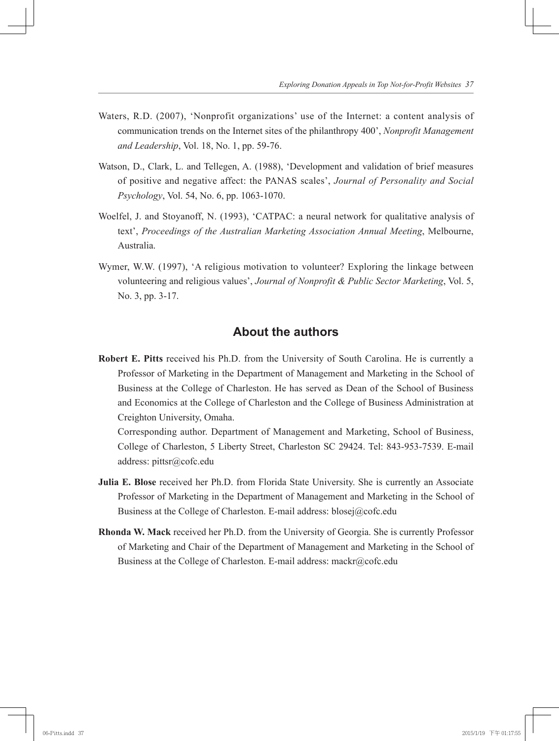Waters, R.D. (2007), 'Nonprofit organizations' use of the Internet: a content analysis of communication trends on the Internet sites of the philanthropy 400', *Nonprofit Management and Leadership*, Vol. 18, No. 1, pp. 59-76.

Watson, D., Clark, L. and Tellegen, A. (1988), 'Development and validation of brief measures of positive and negative affect: the PANAS scales', *Journal of Personality and Social Psychology*, Vol. 54, No. 6, pp. 1063-1070.

Woelfel, J. and Stoyanoff, N. (1993), 'CATPAC: a neural network for qualitative analysis of text', *Proceedings of the Australian Marketing Association Annual Meeting*, Melbourne, Australia.

Wymer, W.W. (1997), 'A religious motivation to volunteer? Exploring the linkage between volunteering and religious values', *Journal of Nonprofit & Public Sector Marketing*, Vol. 5, No. 3, pp. 3-17.

## About the authors

**Robert E. Pitts** received his Ph.D. from the University of South Carolina. He is currently a Professor of Marketing in the Department of Management and Marketing in the School of Business at the College of Charleston. He has served as Dean of the School of Business and Economics at the College of Charleston and the College of Business Administration at Creighton University, Omaha.

Corresponding author. Department of Management and Marketing, School of Business, College of Charleston, 5 Liberty Street, Charleston SC 29424. Tel: 843-953-7539. E-mail address: pittsr@cofc.edu

**Julia E. Blose** received her Ph.D. from Florida State University. She is currently an Associate Professor of Marketing in the Department of Management and Marketing in the School of Business at the College of Charleston. E-mail address: blosej@cofc.edu

**Rhonda W. Mack** received her Ph.D. from the University of Georgia. She is currently Professor of Marketing and Chair of the Department of Management and Marketing in the School of Business at the College of Charleston. E-mail address: mackr@cofc.edu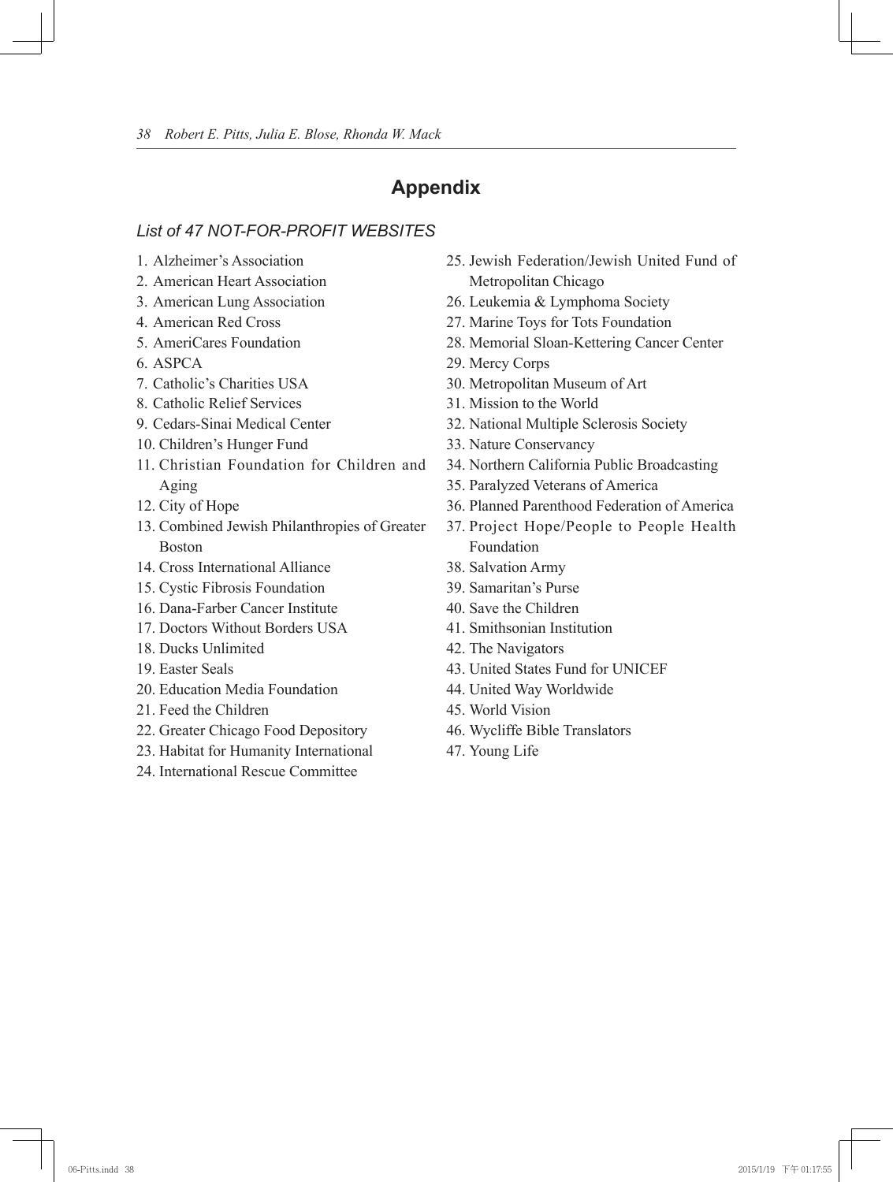# Appendix

*List of 47 NOT-FOR-PROFIT WEBSITES*

1. Alzheimer's Association
2. American Heart Association
3. American Lung Association
4. American Red Cross
5. AmeriCares Foundation
6. ASPCA
7. Catholic's Charities USA
8. Catholic Relief Services
9. Cedars-Sinai Medical Center
10. Children's Hunger Fund
11. Christian Foundation for Children and Aging
12. City of Hope
13. Combined Jewish Philanthropies of Greater Boston
14. Cross International Alliance
15. Cystic Fibrosis Foundation
16. Dana-Farber Cancer Institute
17. Doctors Without Borders USA
18. Ducks Unlimited
19. Easter Seals
20. Education Media Foundation
21. Feed the Children
22. Greater Chicago Food Depository
23. Habitat for Humanity International
24. International Rescue Committee
25. Jewish Federation/Jewish United Fund of Metropolitan Chicago
26. Leukemia & Lymphoma Society
27. Marine Toys for Tots Foundation
28. Memorial Sloan-Kettering Cancer Center
29. Mercy Corps
30. Metropolitan Museum of Art
31. Mission to the World
32. National Multiple Sclerosis Society
33. Nature Conservancy
34. Northern California Public Broadcasting
35. Paralyzed Veterans of America
36. Planned Parenthood Federation of America
37. Project Hope/People to People Health Foundation
38. Salvation Army
39. Samaritan's Purse
40. Save the Children
41. Smithsonian Institution
42. The Navigators
43. United States Fund for UNICEF
44. United Way Worldwide
45. World Vision
46. Wycliffe Bible Translators
47. Young Life